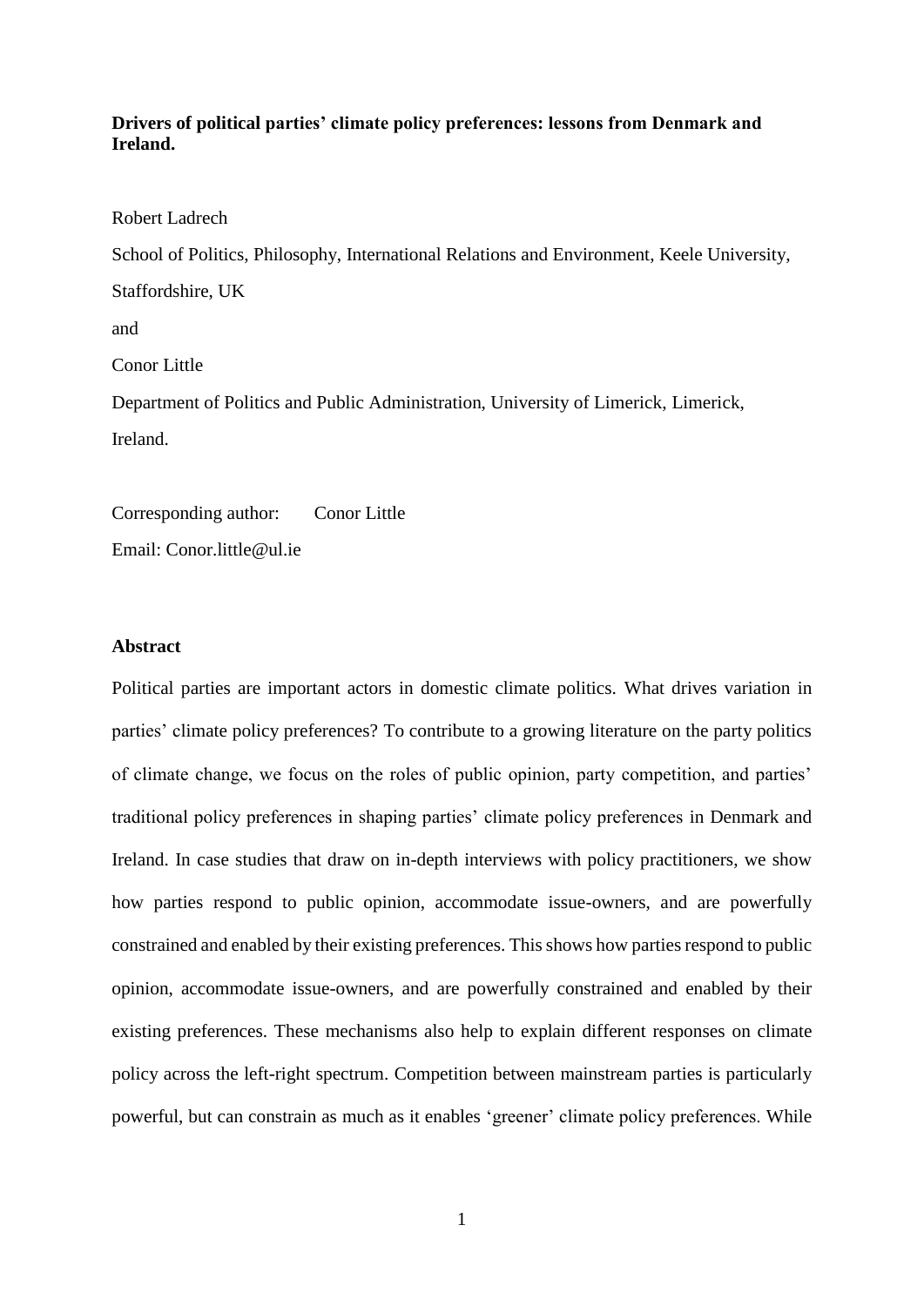**Drivers of political parties' climate policy preferences: lessons from Denmark and Ireland.**

Robert Ladrech

School of Politics, Philosophy, International Relations and Environment, Keele University, Staffordshire, UK

and

Conor Little

Department of Politics and Public Administration, University of Limerick, Limerick, Ireland.

Corresponding author: Conor Little

Email: Conor.little@ul.ie

## Abstract

Political parties are important actors in domestic climate politics. What drives variation in parties' climate policy preferences? To contribute to a growing literature on the party politics of climate change, we focus on the roles of public opinion, party competition, and parties' traditional policy preferences in shaping parties' climate policy preferences in Denmark and Ireland. In case studies that draw on in-depth interviews with policy practitioners, we show how parties respond to public opinion, accommodate issue-owners, and are powerfully constrained and enabled by their existing preferences. This shows how parties respond to public opinion, accommodate issue-owners, and are powerfully constrained and enabled by their existing preferences. These mechanisms also help to explain different responses on climate policy across the left-right spectrum. Competition between mainstream parties is particularly powerful, but can constrain as much as it enables 'greener' climate policy preferences. While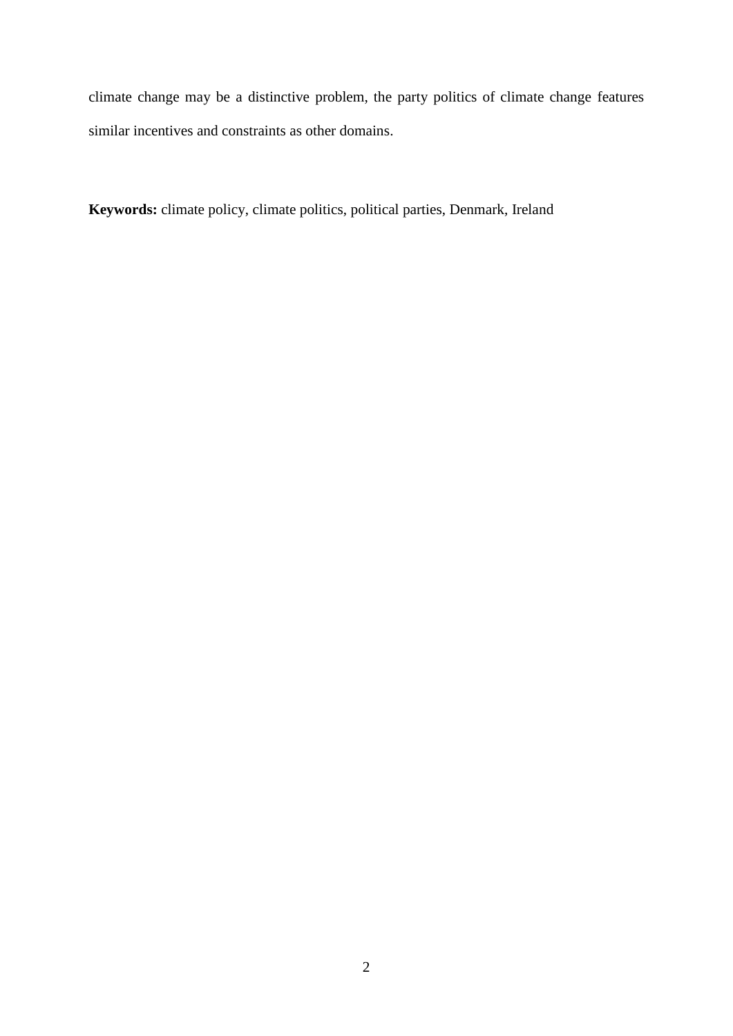climate change may be a distinctive problem, the party politics of climate change features similar incentives and constraints as other domains.

**Keywords:** climate policy, climate politics, political parties, Denmark, Ireland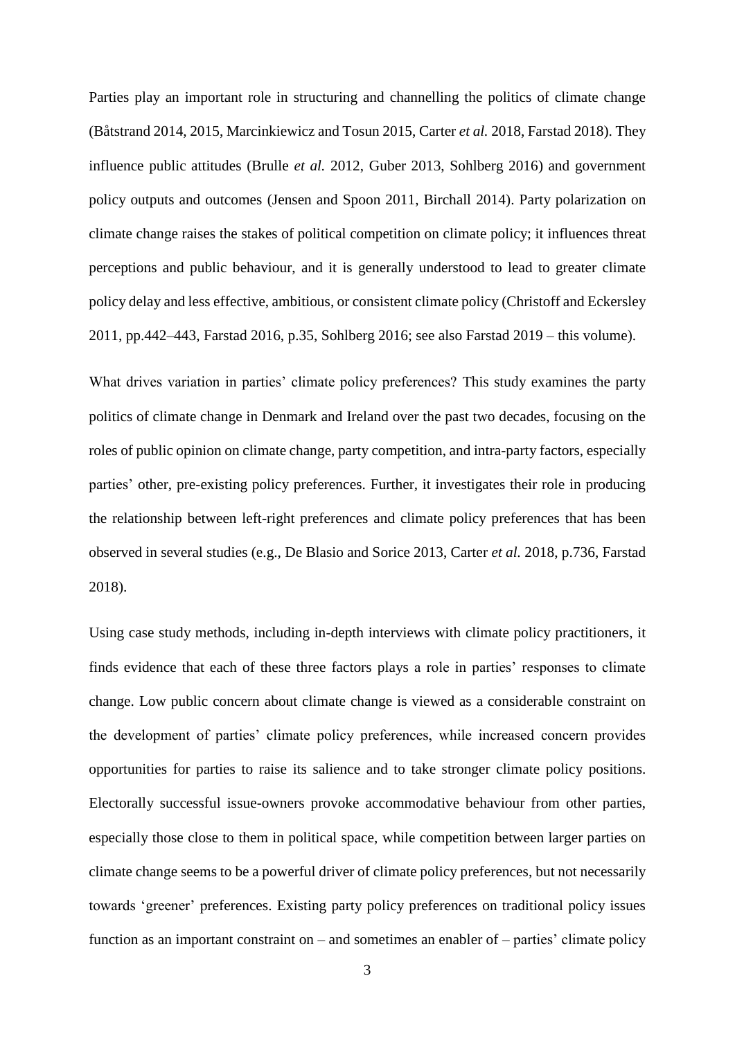Parties play an important role in structuring and channelling the politics of climate change (Båtstrand 2014, 2015, Marcinkiewicz and Tosun 2015, Carter *et al.* 2018, Farstad 2018). They influence public attitudes (Brulle *et al.* 2012, Guber 2013, Sohlberg 2016) and government policy outputs and outcomes (Jensen and Spoon 2011, Birchall 2014). Party polarization on climate change raises the stakes of political competition on climate policy; it influences threat perceptions and public behaviour, and it is generally understood to lead to greater climate policy delay and less effective, ambitious, or consistent climate policy (Christoff and Eckersley 2011, pp.442–443, Farstad 2016, p.35, Sohlberg 2016; see also Farstad 2019 – this volume).

What drives variation in parties' climate policy preferences? This study examines the party politics of climate change in Denmark and Ireland over the past two decades, focusing on the roles of public opinion on climate change, party competition, and intra-party factors, especially parties' other, pre-existing policy preferences. Further, it investigates their role in producing the relationship between left-right preferences and climate policy preferences that has been observed in several studies (e.g., De Blasio and Sorice 2013, Carter *et al.* 2018, p.736, Farstad 2018).

Using case study methods, including in-depth interviews with climate policy practitioners, it finds evidence that each of these three factors plays a role in parties' responses to climate change. Low public concern about climate change is viewed as a considerable constraint on the development of parties' climate policy preferences, while increased concern provides opportunities for parties to raise its salience and to take stronger climate policy positions. Electorally successful issue-owners provoke accommodative behaviour from other parties, especially those close to them in political space, while competition between larger parties on climate change seems to be a powerful driver of climate policy preferences, but not necessarily towards 'greener' preferences. Existing party policy preferences on traditional policy issues function as an important constraint on – and sometimes an enabler of – parties' climate policy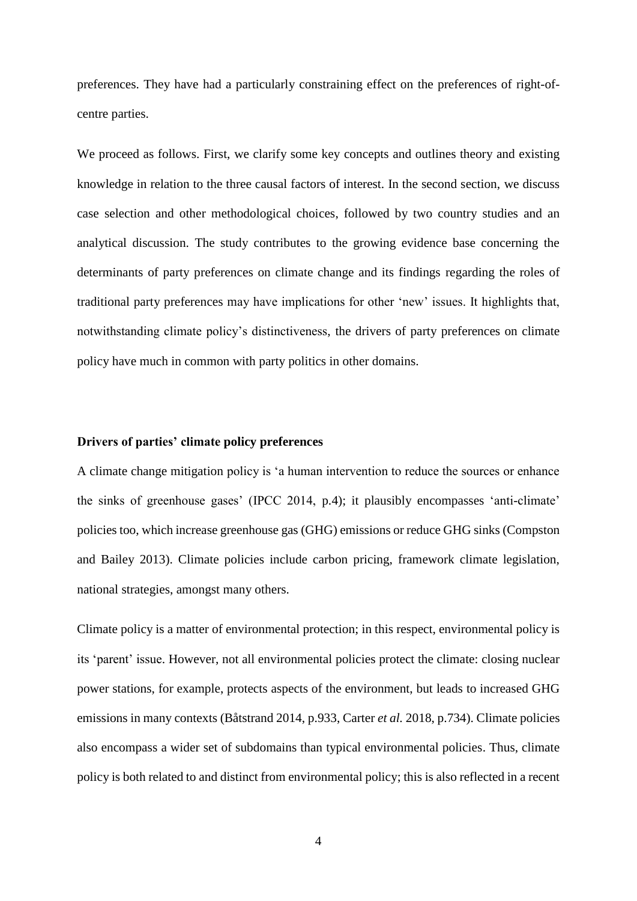preferences. They have had a particularly constraining effect on the preferences of right-of-centre parties.

We proceed as follows. First, we clarify some key concepts and outlines theory and existing knowledge in relation to the three causal factors of interest. In the second section, we discuss case selection and other methodological choices, followed by two country studies and an analytical discussion. The study contributes to the growing evidence base concerning the determinants of party preferences on climate change and its findings regarding the roles of traditional party preferences may have implications for other 'new' issues. It highlights that, notwithstanding climate policy's distinctiveness, the drivers of party preferences on climate policy have much in common with party politics in other domains.

**Drivers of parties' climate policy preferences**

A climate change mitigation policy is 'a human intervention to reduce the sources or enhance the sinks of greenhouse gases' (IPCC 2014, p.4); it plausibly encompasses 'anti-climate' policies too, which increase greenhouse gas (GHG) emissions or reduce GHG sinks (Compston and Bailey 2013). Climate policies include carbon pricing, framework climate legislation, national strategies, amongst many others.

Climate policy is a matter of environmental protection; in this respect, environmental policy is its 'parent' issue. However, not all environmental policies protect the climate: closing nuclear power stations, for example, protects aspects of the environment, but leads to increased GHG emissions in many contexts (Båtstrand 2014, p.933, Carter *et al.* 2018, p.734). Climate policies also encompass a wider set of subdomains than typical environmental policies. Thus, climate policy is both related to and distinct from environmental policy; this is also reflected in a recent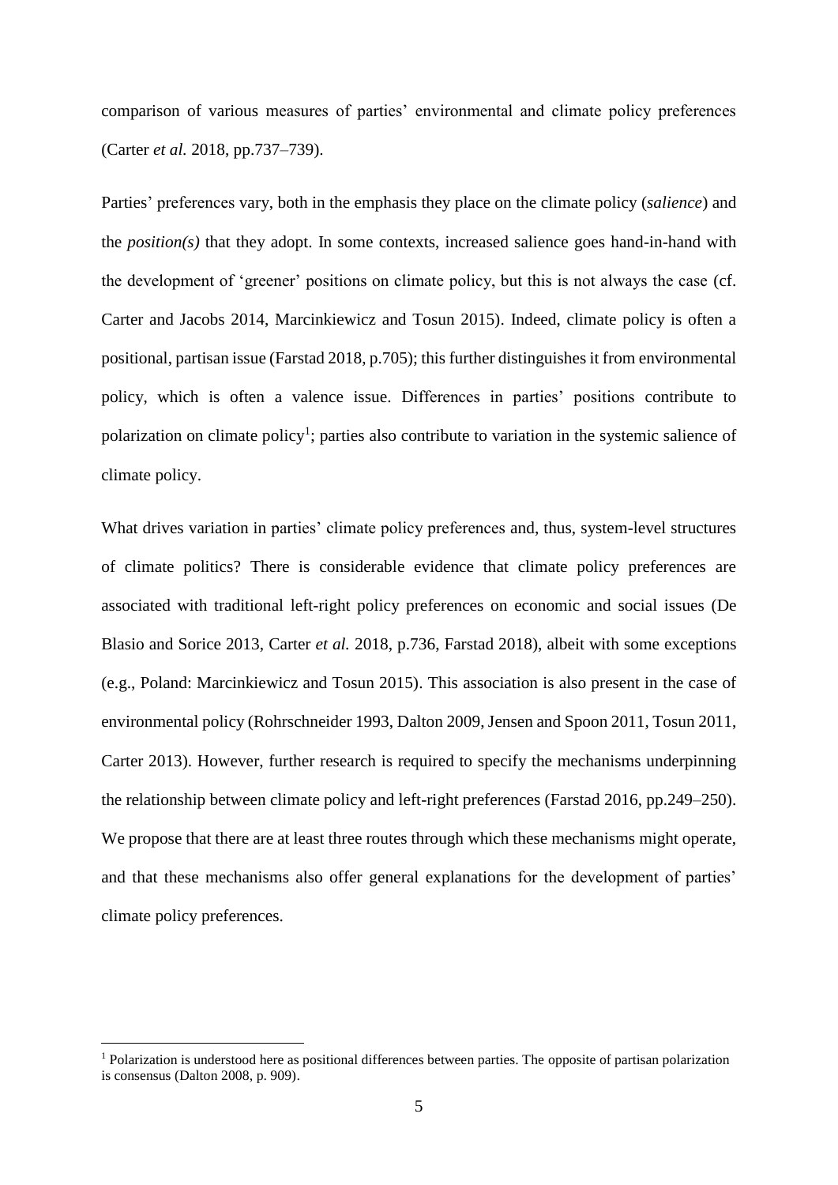comparison of various measures of parties' environmental and climate policy preferences (Carter *et al.* 2018, pp.737–739).

Parties' preferences vary, both in the emphasis they place on the climate policy (*salience*) and the *position(s)* that they adopt. In some contexts, increased salience goes hand-in-hand with the development of 'greener' positions on climate policy, but this is not always the case (cf. Carter and Jacobs 2014, Marcinkiewicz and Tosun 2015). Indeed, climate policy is often a positional, partisan issue (Farstad 2018, p.705); this further distinguishes it from environmental policy, which is often a valence issue. Differences in parties' positions contribute to polarization on climate policy[1]; parties also contribute to variation in the systemic salience of climate policy.

What drives variation in parties' climate policy preferences and, thus, system-level structures of climate politics? There is considerable evidence that climate policy preferences are associated with traditional left-right policy preferences on economic and social issues (De Blasio and Sorice 2013, Carter *et al.* 2018, p.736, Farstad 2018), albeit with some exceptions (e.g., Poland: Marcinkiewicz and Tosun 2015). This association is also present in the case of environmental policy (Rohrschneider 1993, Dalton 2009, Jensen and Spoon 2011, Tosun 2011, Carter 2013). However, further research is required to specify the mechanisms underpinning the relationship between climate policy and left-right preferences (Farstad 2016, pp.249–250). We propose that there are at least three routes through which these mechanisms might operate, and that these mechanisms also offer general explanations for the development of parties' climate policy preferences.

[1] Polarization is understood here as positional differences between parties. The opposite of partisan polarization is consensus (Dalton 2008, p. 909).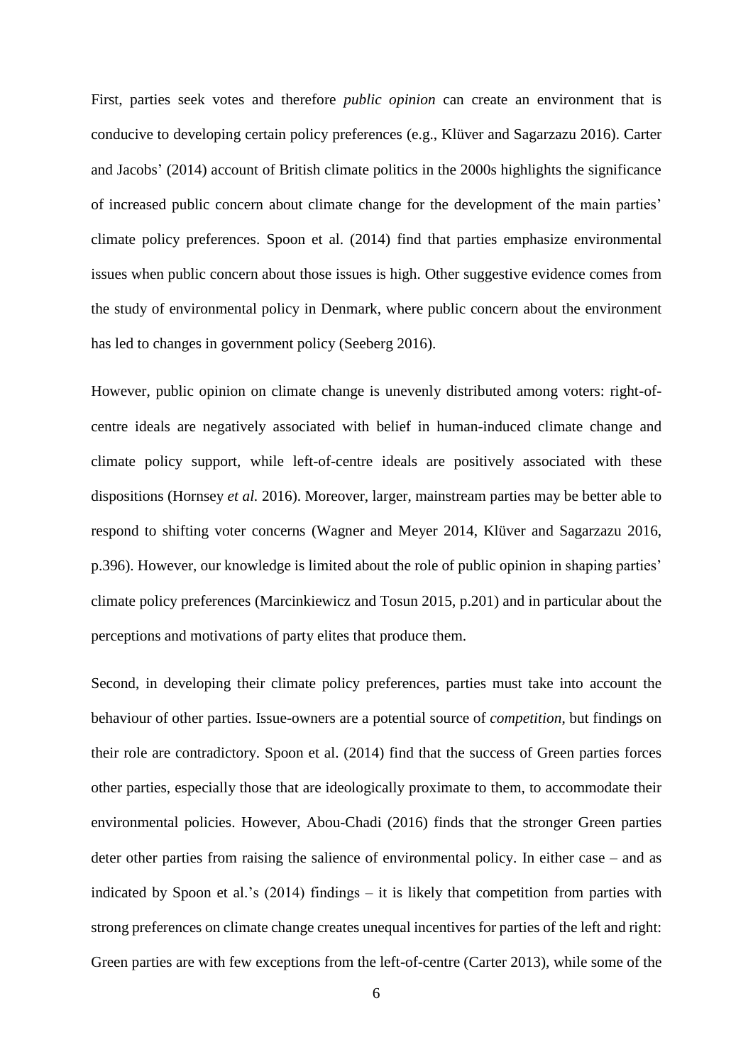First, parties seek votes and therefore *public opinion* can create an environment that is conducive to developing certain policy preferences (e.g., Klüver and Sagarzazu 2016). Carter and Jacobs' (2014) account of British climate politics in the 2000s highlights the significance of increased public concern about climate change for the development of the main parties' climate policy preferences. Spoon et al. (2014) find that parties emphasize environmental issues when public concern about those issues is high. Other suggestive evidence comes from the study of environmental policy in Denmark, where public concern about the environment has led to changes in government policy (Seeberg 2016).

However, public opinion on climate change is unevenly distributed among voters: right-of-centre ideals are negatively associated with belief in human-induced climate change and climate policy support, while left-of-centre ideals are positively associated with these dispositions (Hornsey *et al.* 2016). Moreover, larger, mainstream parties may be better able to respond to shifting voter concerns (Wagner and Meyer 2014, Klüver and Sagarzazu 2016, p.396). However, our knowledge is limited about the role of public opinion in shaping parties' climate policy preferences (Marcinkiewicz and Tosun 2015, p.201) and in particular about the perceptions and motivations of party elites that produce them.

Second, in developing their climate policy preferences, parties must take into account the behaviour of other parties. Issue-owners are a potential source of *competition*, but findings on their role are contradictory. Spoon et al. (2014) find that the success of Green parties forces other parties, especially those that are ideologically proximate to them, to accommodate their environmental policies. However, Abou-Chadi (2016) finds that the stronger Green parties deter other parties from raising the salience of environmental policy. In either case – and as indicated by Spoon et al.'s (2014) findings – it is likely that competition from parties with strong preferences on climate change creates unequal incentives for parties of the left and right: Green parties are with few exceptions from the left-of-centre (Carter 2013), while some of the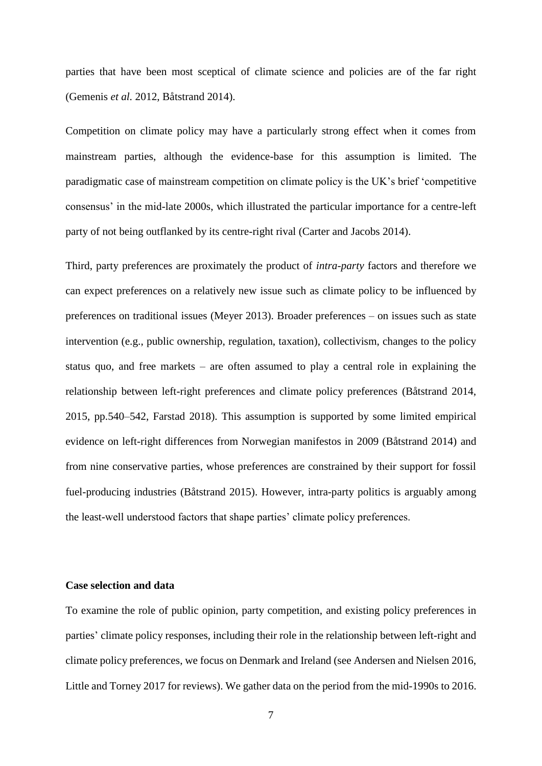parties that have been most sceptical of climate science and policies are of the far right (Gemenis *et al.* 2012, Båtstrand 2014).

Competition on climate policy may have a particularly strong effect when it comes from mainstream parties, although the evidence-base for this assumption is limited. The paradigmatic case of mainstream competition on climate policy is the UK's brief 'competitive consensus' in the mid-late 2000s, which illustrated the particular importance for a centre-left party of not being outflanked by its centre-right rival (Carter and Jacobs 2014).

Third, party preferences are proximately the product of *intra-party* factors and therefore we can expect preferences on a relatively new issue such as climate policy to be influenced by preferences on traditional issues (Meyer 2013). Broader preferences – on issues such as state intervention (e.g., public ownership, regulation, taxation), collectivism, changes to the policy status quo, and free markets – are often assumed to play a central role in explaining the relationship between left-right preferences and climate policy preferences (Båtstrand 2014, 2015, pp.540–542, Farstad 2018). This assumption is supported by some limited empirical evidence on left-right differences from Norwegian manifestos in 2009 (Båtstrand 2014) and from nine conservative parties, whose preferences are constrained by their support for fossil fuel-producing industries (Båtstrand 2015). However, intra-party politics is arguably among the least-well understood factors that shape parties' climate policy preferences.

**Case selection and data**

To examine the role of public opinion, party competition, and existing policy preferences in parties' climate policy responses, including their role in the relationship between left-right and climate policy preferences, we focus on Denmark and Ireland (see Andersen and Nielsen 2016, Little and Torney 2017 for reviews). We gather data on the period from the mid-1990s to 2016.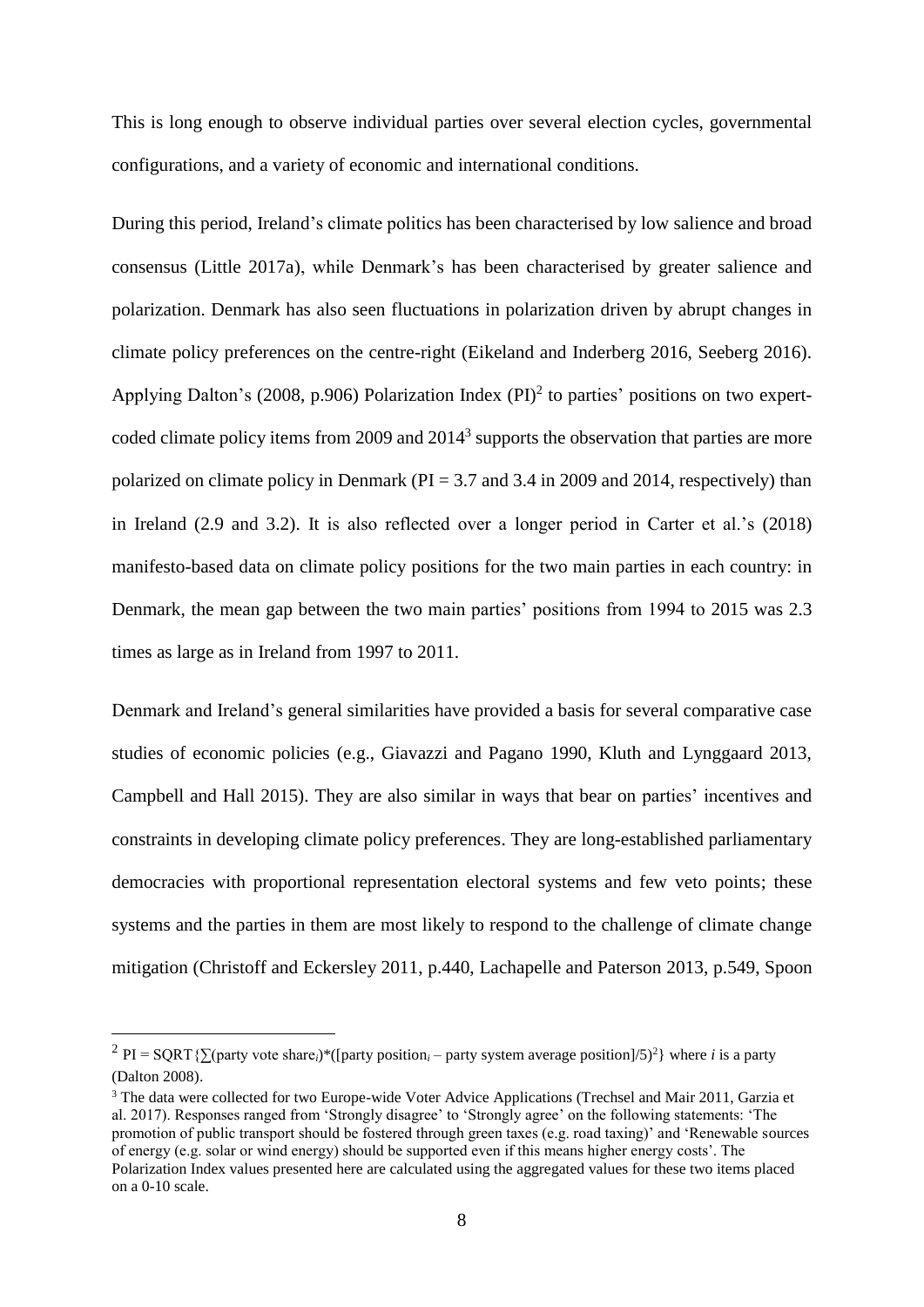This is long enough to observe individual parties over several election cycles, governmental configurations, and a variety of economic and international conditions.

During this period, Ireland's climate politics has been characterised by low salience and broad consensus (Little 2017a), while Denmark's has been characterised by greater salience and polarization. Denmark has also seen fluctuations in polarization driven by abrupt changes in climate policy preferences on the centre-right (Eikeland and Inderberg 2016, Seeberg 2016). Applying Dalton's (2008, p.906) Polarization Index (PI)[2] to parties' positions on two expert-coded climate policy items from 2009 and 2014[3] supports the observation that parties are more polarized on climate policy in Denmark (PI = 3.7 and 3.4 in 2009 and 2014, respectively) than in Ireland (2.9 and 3.2). It is also reflected over a longer period in Carter et al.'s (2018) manifesto-based data on climate policy positions for the two main parties in each country: in Denmark, the mean gap between the two main parties' positions from 1994 to 2015 was 2.3 times as large as in Ireland from 1997 to 2011.

Denmark and Ireland's general similarities have provided a basis for several comparative case studies of economic policies (e.g., Giavazzi and Pagano 1990, Kluth and Lynggaard 2013, Campbell and Hall 2015). They are also similar in ways that bear on parties' incentives and constraints in developing climate policy preferences. They are long-established parliamentary democracies with proportional representation electoral systems and few veto points; these systems and the parties in them are most likely to respond to the challenge of climate change mitigation (Christoff and Eckersley 2011, p.440, Lachapelle and Paterson 2013, p.549, Spoon

---

[2] PI = SQRT$\{\sum(\text{party vote share}_i)*([\text{party position}_i - \text{party system average position}]/5)^2\}$ where $i$ is a party (Dalton 2008).

[3] The data were collected for two Europe-wide Voter Advice Applications (Trechsel and Mair 2011, Garzia et al. 2017). Responses ranged from 'Strongly disagree' to 'Strongly agree' on the following statements: 'The promotion of public transport should be fostered through green taxes (e.g. road taxing)' and 'Renewable sources of energy (e.g. solar or wind energy) should be supported even if this means higher energy costs'. The Polarization Index values presented here are calculated using the aggregated values for these two items placed on a 0-10 scale.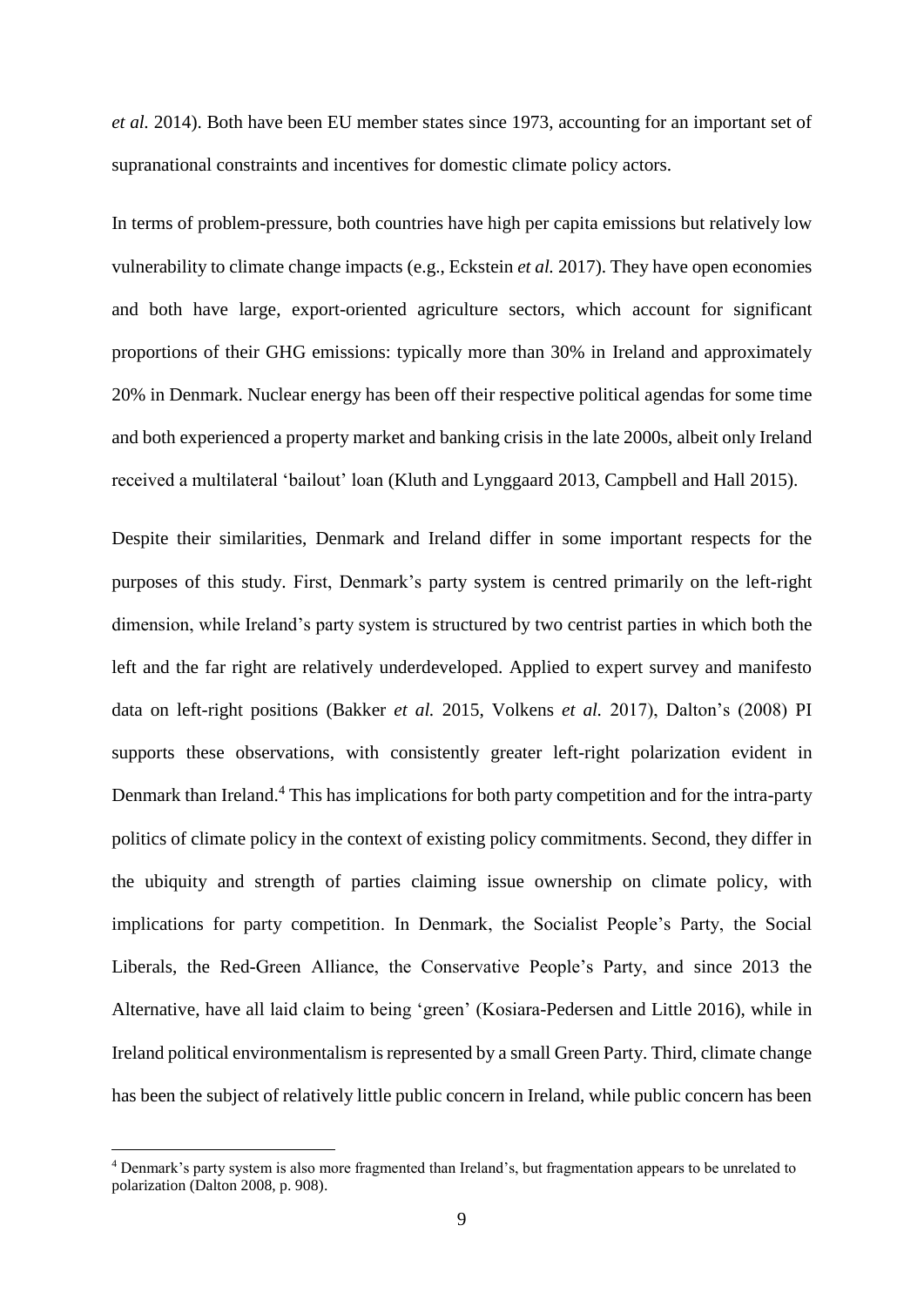*et al.* 2014). Both have been EU member states since 1973, accounting for an important set of supranational constraints and incentives for domestic climate policy actors.

In terms of problem-pressure, both countries have high per capita emissions but relatively low vulnerability to climate change impacts (e.g., Eckstein *et al.* 2017). They have open economies and both have large, export-oriented agriculture sectors, which account for significant proportions of their GHG emissions: typically more than 30% in Ireland and approximately 20% in Denmark. Nuclear energy has been off their respective political agendas for some time and both experienced a property market and banking crisis in the late 2000s, albeit only Ireland received a multilateral 'bailout' loan (Kluth and Lynggaard 2013, Campbell and Hall 2015).

Despite their similarities, Denmark and Ireland differ in some important respects for the purposes of this study. First, Denmark's party system is centred primarily on the left-right dimension, while Ireland's party system is structured by two centrist parties in which both the left and the far right are relatively underdeveloped. Applied to expert survey and manifesto data on left-right positions (Bakker *et al.* 2015, Volkens *et al.* 2017), Dalton's (2008) PI supports these observations, with consistently greater left-right polarization evident in Denmark than Ireland.[4] This has implications for both party competition and for the intra-party politics of climate policy in the context of existing policy commitments. Second, they differ in the ubiquity and strength of parties claiming issue ownership on climate policy, with implications for party competition. In Denmark, the Socialist People's Party, the Social Liberals, the Red-Green Alliance, the Conservative People's Party, and since 2013 the Alternative, have all laid claim to being 'green' (Kosiara-Pedersen and Little 2016), while in Ireland political environmentalism is represented by a small Green Party. Third, climate change has been the subject of relatively little public concern in Ireland, while public concern has been

[4] Denmark's party system is also more fragmented than Ireland's, but fragmentation appears to be unrelated to polarization (Dalton 2008, p. 908).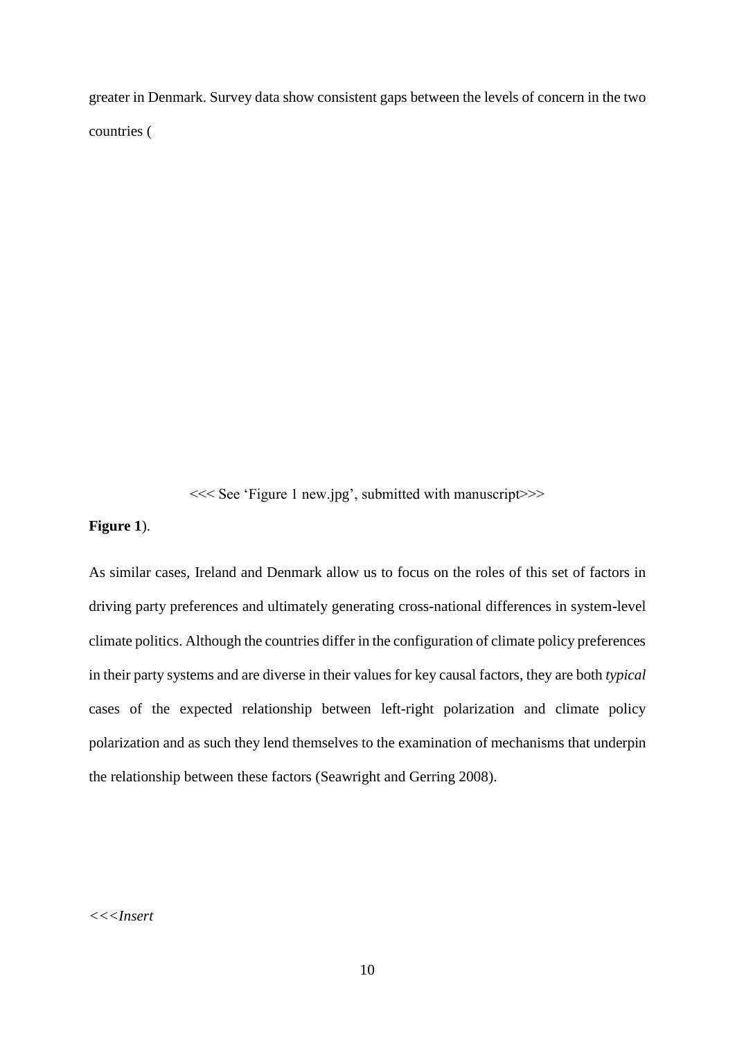greater in Denmark. Survey data show consistent gaps between the levels of concern in the two countries (

<<< See 'Figure 1 new.jpg', submitted with manuscript>>>

**Figure 1**).

As similar cases, Ireland and Denmark allow us to focus on the roles of this set of factors in driving party preferences and ultimately generating cross-national differences in system-level climate politics. Although the countries differ in the configuration of climate policy preferences in their party systems and are diverse in their values for key causal factors, they are both *typical* cases of the expected relationship between left-right polarization and climate policy polarization and as such they lend themselves to the examination of mechanisms that underpin the relationship between these factors (Seawright and Gerring 2008).

*<<<Insert*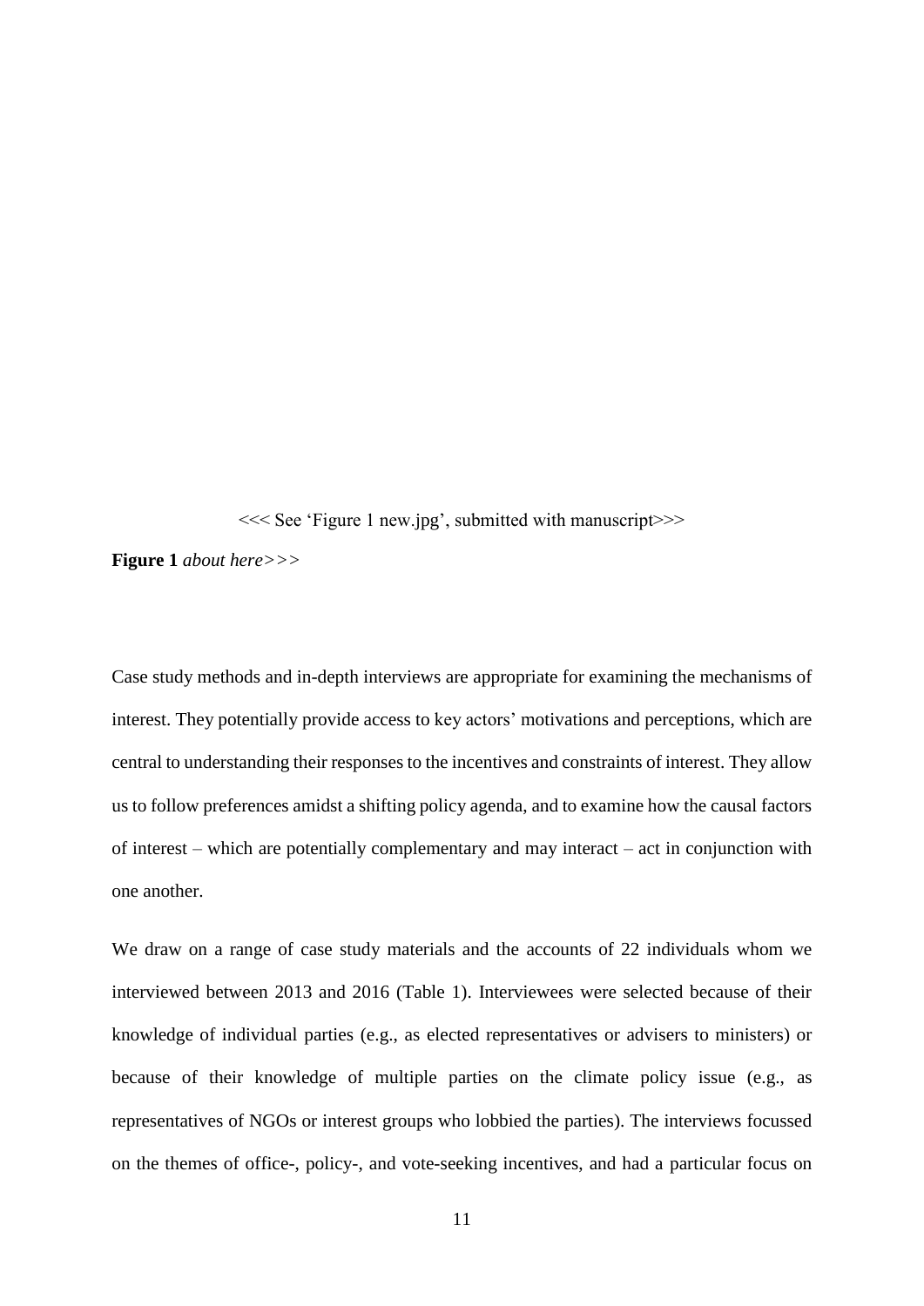<<< See 'Figure 1 new.jpg', submitted with manuscript>>>

**Figure 1** *about here>>>*

Case study methods and in-depth interviews are appropriate for examining the mechanisms of interest. They potentially provide access to key actors' motivations and perceptions, which are central to understanding their responses to the incentives and constraints of interest. They allow us to follow preferences amidst a shifting policy agenda, and to examine how the causal factors of interest – which are potentially complementary and may interact – act in conjunction with one another.

We draw on a range of case study materials and the accounts of 22 individuals whom we interviewed between 2013 and 2016 (Table 1). Interviewees were selected because of their knowledge of individual parties (e.g., as elected representatives or advisers to ministers) or because of their knowledge of multiple parties on the climate policy issue (e.g., as representatives of NGOs or interest groups who lobbied the parties). The interviews focussed on the themes of office-, policy-, and vote-seeking incentives, and had a particular focus on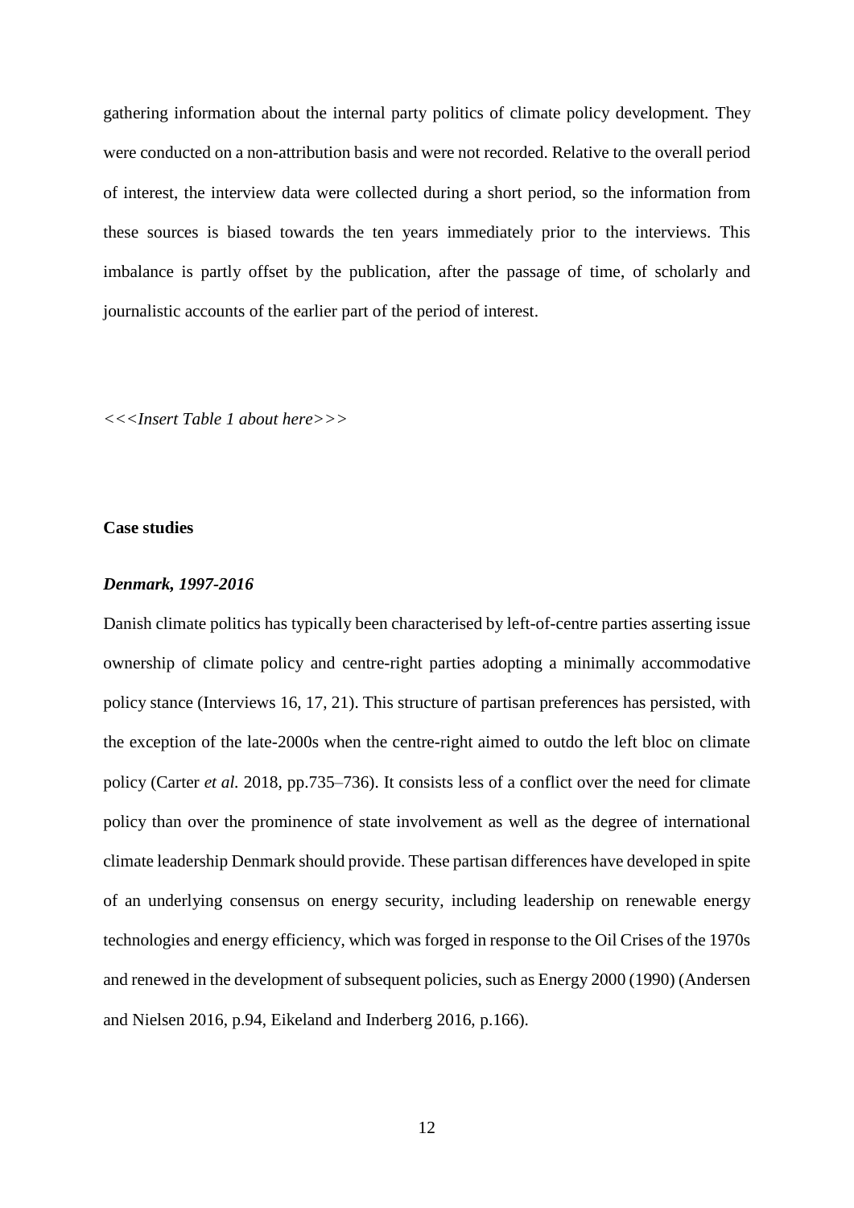gathering information about the internal party politics of climate policy development. They were conducted on a non-attribution basis and were not recorded. Relative to the overall period of interest, the interview data were collected during a short period, so the information from these sources is biased towards the ten years immediately prior to the interviews. This imbalance is partly offset by the publication, after the passage of time, of scholarly and journalistic accounts of the earlier part of the period of interest.

*<<<Insert Table 1 about here>>>*

## Case studies

### *Denmark, 1997-2016*

Danish climate politics has typically been characterised by left-of-centre parties asserting issue ownership of climate policy and centre-right parties adopting a minimally accommodative policy stance (Interviews 16, 17, 21). This structure of partisan preferences has persisted, with the exception of the late-2000s when the centre-right aimed to outdo the left bloc on climate policy (Carter *et al.* 2018, pp.735–736). It consists less of a conflict over the need for climate policy than over the prominence of state involvement as well as the degree of international climate leadership Denmark should provide. These partisan differences have developed in spite of an underlying consensus on energy security, including leadership on renewable energy technologies and energy efficiency, which was forged in response to the Oil Crises of the 1970s and renewed in the development of subsequent policies, such as Energy 2000 (1990) (Andersen and Nielsen 2016, p.94, Eikeland and Inderberg 2016, p.166).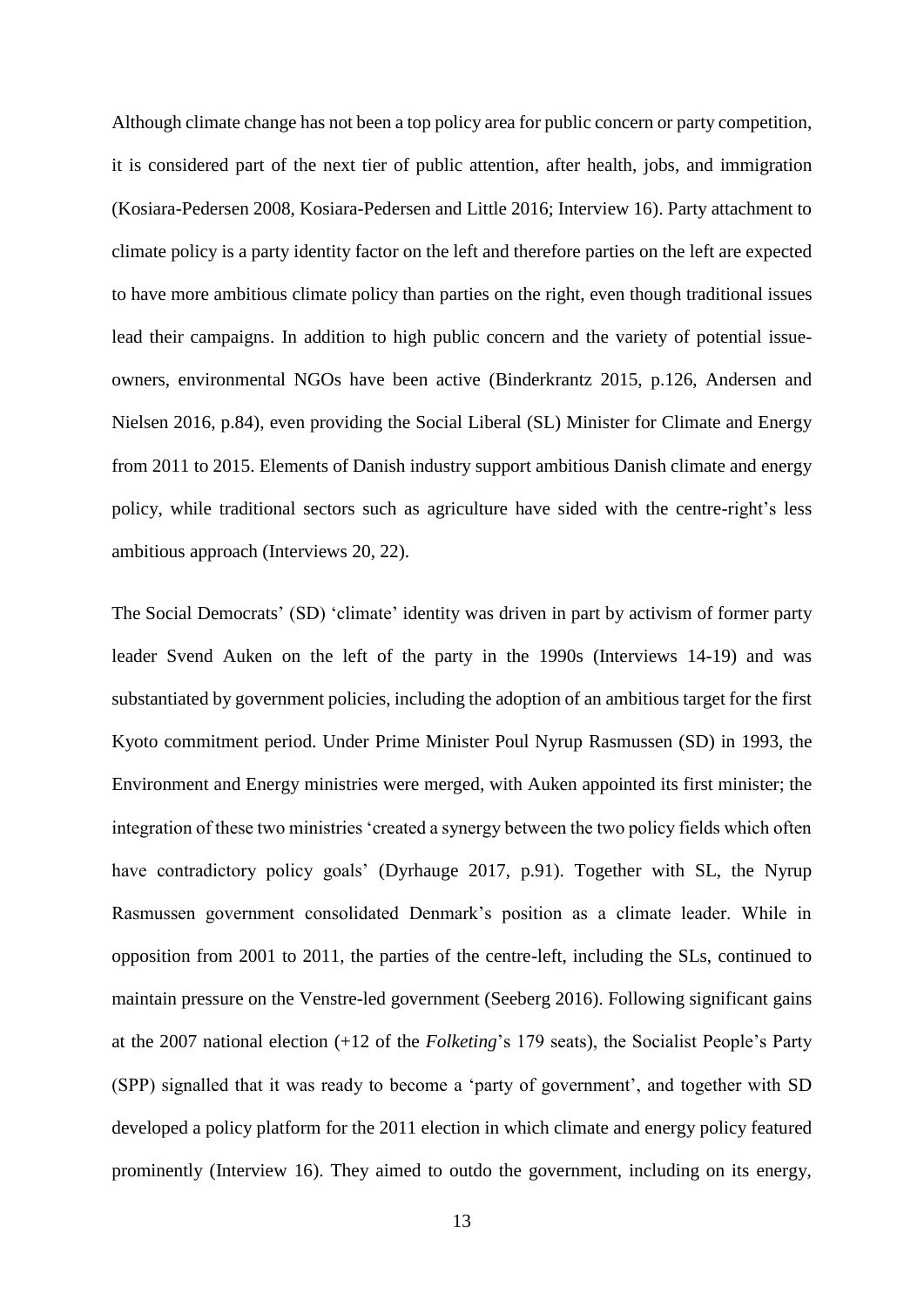Although climate change has not been a top policy area for public concern or party competition, it is considered part of the next tier of public attention, after health, jobs, and immigration (Kosiara-Pedersen 2008, Kosiara-Pedersen and Little 2016; Interview 16). Party attachment to climate policy is a party identity factor on the left and therefore parties on the left are expected to have more ambitious climate policy than parties on the right, even though traditional issues lead their campaigns. In addition to high public concern and the variety of potential issue-owners, environmental NGOs have been active (Binderkrantz 2015, p.126, Andersen and Nielsen 2016, p.84), even providing the Social Liberal (SL) Minister for Climate and Energy from 2011 to 2015. Elements of Danish industry support ambitious Danish climate and energy policy, while traditional sectors such as agriculture have sided with the centre-right's less ambitious approach (Interviews 20, 22).

The Social Democrats' (SD) 'climate' identity was driven in part by activism of former party leader Svend Auken on the left of the party in the 1990s (Interviews 14-19) and was substantiated by government policies, including the adoption of an ambitious target for the first Kyoto commitment period. Under Prime Minister Poul Nyrup Rasmussen (SD) in 1993, the Environment and Energy ministries were merged, with Auken appointed its first minister; the integration of these two ministries 'created a synergy between the two policy fields which often have contradictory policy goals' (Dyrhauge 2017, p.91). Together with SL, the Nyrup Rasmussen government consolidated Denmark's position as a climate leader. While in opposition from 2001 to 2011, the parties of the centre-left, including the SLs, continued to maintain pressure on the Venstre-led government (Seeberg 2016). Following significant gains at the 2007 national election (+12 of the *Folketing*'s 179 seats), the Socialist People's Party (SPP) signalled that it was ready to become a 'party of government', and together with SD developed a policy platform for the 2011 election in which climate and energy policy featured prominently (Interview 16). They aimed to outdo the government, including on its energy,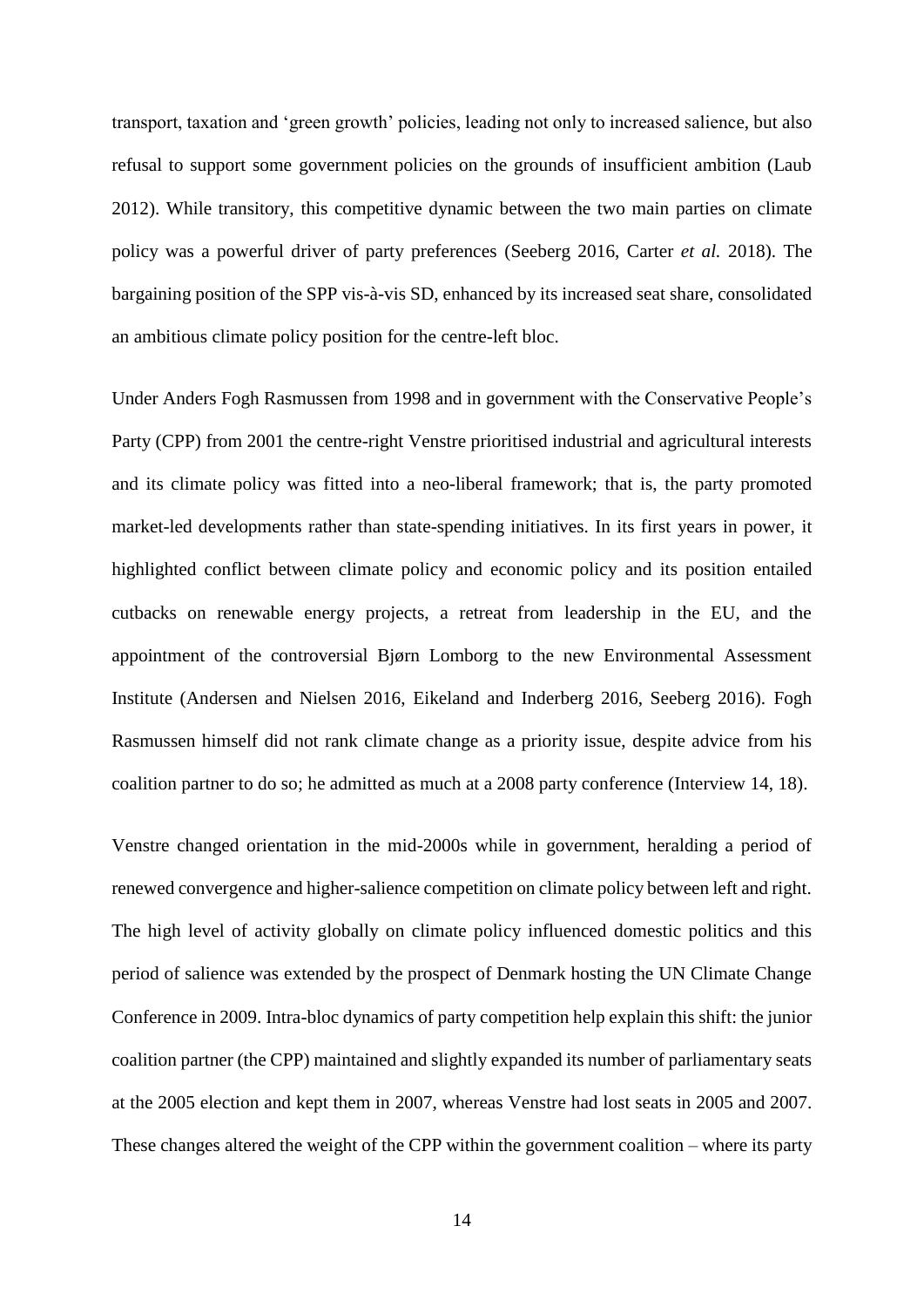transport, taxation and 'green growth' policies, leading not only to increased salience, but also refusal to support some government policies on the grounds of insufficient ambition (Laub 2012). While transitory, this competitive dynamic between the two main parties on climate policy was a powerful driver of party preferences (Seeberg 2016, Carter *et al.* 2018). The bargaining position of the SPP vis-à-vis SD, enhanced by its increased seat share, consolidated an ambitious climate policy position for the centre-left bloc.

Under Anders Fogh Rasmussen from 1998 and in government with the Conservative People's Party (CPP) from 2001 the centre-right Venstre prioritised industrial and agricultural interests and its climate policy was fitted into a neo-liberal framework; that is, the party promoted market-led developments rather than state-spending initiatives. In its first years in power, it highlighted conflict between climate policy and economic policy and its position entailed cutbacks on renewable energy projects, a retreat from leadership in the EU, and the appointment of the controversial Bjørn Lomborg to the new Environmental Assessment Institute (Andersen and Nielsen 2016, Eikeland and Inderberg 2016, Seeberg 2016). Fogh Rasmussen himself did not rank climate change as a priority issue, despite advice from his coalition partner to do so; he admitted as much at a 2008 party conference (Interview 14, 18).

Venstre changed orientation in the mid-2000s while in government, heralding a period of renewed convergence and higher-salience competition on climate policy between left and right. The high level of activity globally on climate policy influenced domestic politics and this period of salience was extended by the prospect of Denmark hosting the UN Climate Change Conference in 2009. Intra-bloc dynamics of party competition help explain this shift: the junior coalition partner (the CPP) maintained and slightly expanded its number of parliamentary seats at the 2005 election and kept them in 2007, whereas Venstre had lost seats in 2005 and 2007. These changes altered the weight of the CPP within the government coalition – where its party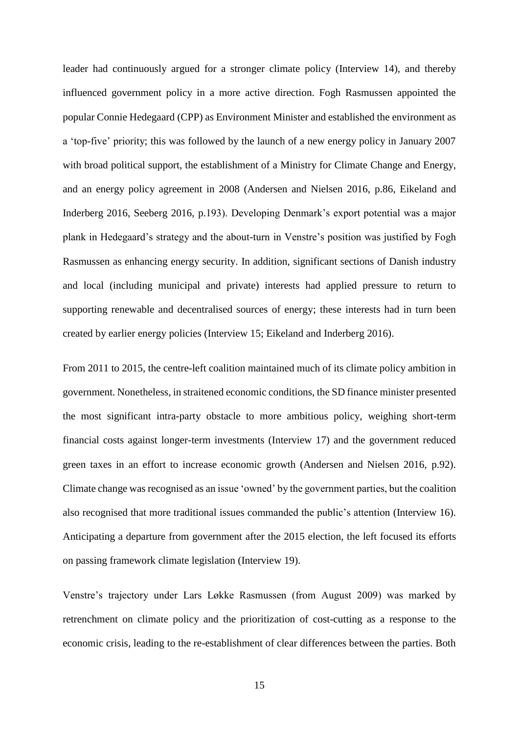leader had continuously argued for a stronger climate policy (Interview 14), and thereby influenced government policy in a more active direction. Fogh Rasmussen appointed the popular Connie Hedegaard (CPP) as Environment Minister and established the environment as a 'top-five' priority; this was followed by the launch of a new energy policy in January 2007 with broad political support, the establishment of a Ministry for Climate Change and Energy, and an energy policy agreement in 2008 (Andersen and Nielsen 2016, p.86, Eikeland and Inderberg 2016, Seeberg 2016, p.193). Developing Denmark's export potential was a major plank in Hedegaard's strategy and the about-turn in Venstre's position was justified by Fogh Rasmussen as enhancing energy security. In addition, significant sections of Danish industry and local (including municipal and private) interests had applied pressure to return to supporting renewable and decentralised sources of energy; these interests had in turn been created by earlier energy policies (Interview 15; Eikeland and Inderberg 2016).

From 2011 to 2015, the centre-left coalition maintained much of its climate policy ambition in government. Nonetheless, in straitened economic conditions, the SD finance minister presented the most significant intra-party obstacle to more ambitious policy, weighing short-term financial costs against longer-term investments (Interview 17) and the government reduced green taxes in an effort to increase economic growth (Andersen and Nielsen 2016, p.92). Climate change was recognised as an issue 'owned' by the government parties, but the coalition also recognised that more traditional issues commanded the public's attention (Interview 16). Anticipating a departure from government after the 2015 election, the left focused its efforts on passing framework climate legislation (Interview 19).

Venstre's trajectory under Lars Løkke Rasmussen (from August 2009) was marked by retrenchment on climate policy and the prioritization of cost-cutting as a response to the economic crisis, leading to the re-establishment of clear differences between the parties. Both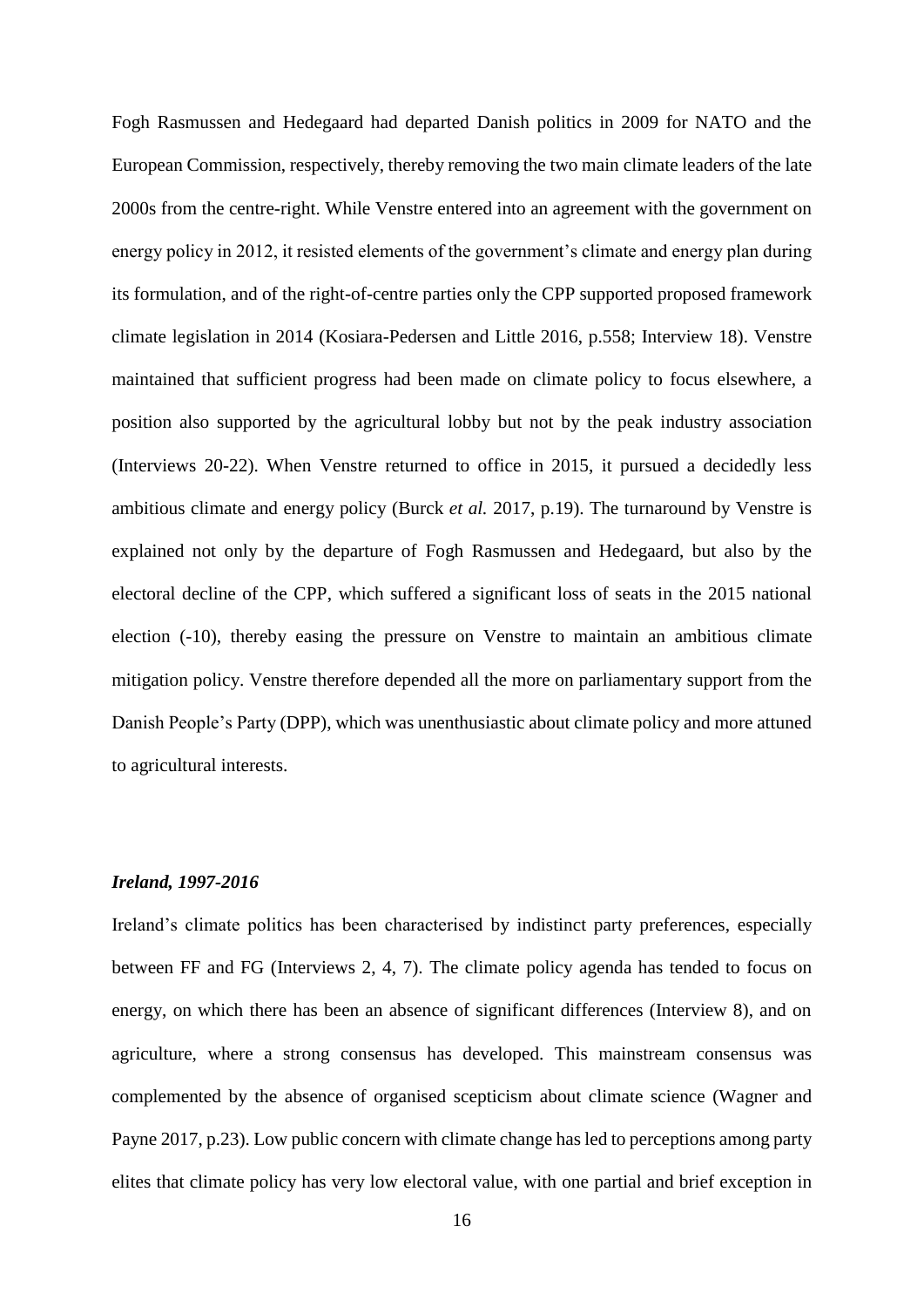Fogh Rasmussen and Hedegaard had departed Danish politics in 2009 for NATO and the European Commission, respectively, thereby removing the two main climate leaders of the late 2000s from the centre-right. While Venstre entered into an agreement with the government on energy policy in 2012, it resisted elements of the government's climate and energy plan during its formulation, and of the right-of-centre parties only the CPP supported proposed framework climate legislation in 2014 (Kosiara-Pedersen and Little 2016, p.558; Interview 18). Venstre maintained that sufficient progress had been made on climate policy to focus elsewhere, a position also supported by the agricultural lobby but not by the peak industry association (Interviews 20-22). When Venstre returned to office in 2015, it pursued a decidedly less ambitious climate and energy policy (Burck *et al.* 2017, p.19). The turnaround by Venstre is explained not only by the departure of Fogh Rasmussen and Hedegaard, but also by the electoral decline of the CPP, which suffered a significant loss of seats in the 2015 national election (-10), thereby easing the pressure on Venstre to maintain an ambitious climate mitigation policy. Venstre therefore depended all the more on parliamentary support from the Danish People's Party (DPP), which was unenthusiastic about climate policy and more attuned to agricultural interests.

### *Ireland, 1997-2016*

Ireland's climate politics has been characterised by indistinct party preferences, especially between FF and FG (Interviews 2, 4, 7). The climate policy agenda has tended to focus on energy, on which there has been an absence of significant differences (Interview 8), and on agriculture, where a strong consensus has developed. This mainstream consensus was complemented by the absence of organised scepticism about climate science (Wagner and Payne 2017, p.23). Low public concern with climate change has led to perceptions among party elites that climate policy has very low electoral value, with one partial and brief exception in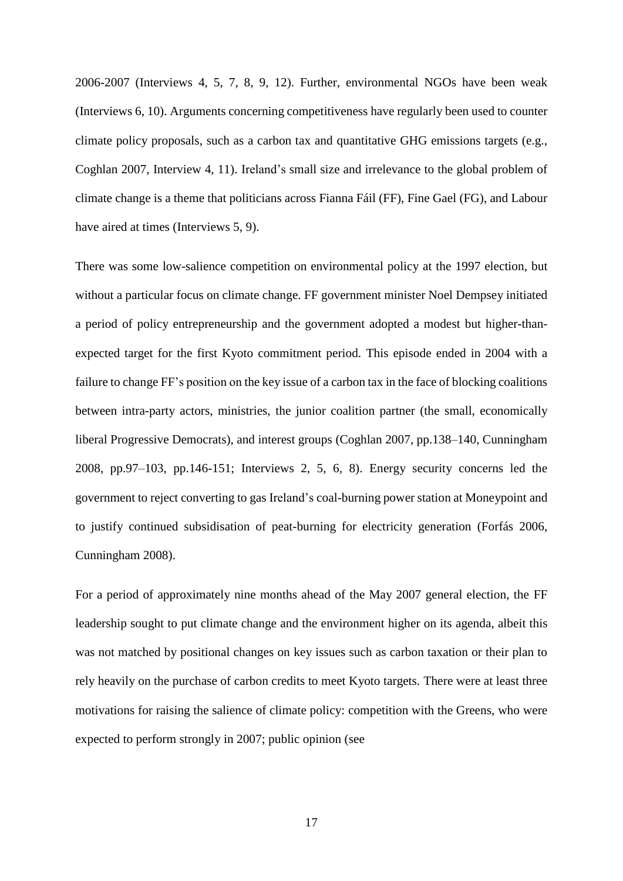2006-2007 (Interviews 4, 5, 7, 8, 9, 12). Further, environmental NGOs have been weak (Interviews 6, 10). Arguments concerning competitiveness have regularly been used to counter climate policy proposals, such as a carbon tax and quantitative GHG emissions targets (e.g., Coghlan 2007, Interview 4, 11). Ireland's small size and irrelevance to the global problem of climate change is a theme that politicians across Fianna Fáil (FF), Fine Gael (FG), and Labour have aired at times (Interviews 5, 9).

There was some low-salience competition on environmental policy at the 1997 election, but without a particular focus on climate change. FF government minister Noel Dempsey initiated a period of policy entrepreneurship and the government adopted a modest but higher-than-expected target for the first Kyoto commitment period. This episode ended in 2004 with a failure to change FF's position on the key issue of a carbon tax in the face of blocking coalitions between intra-party actors, ministries, the junior coalition partner (the small, economically liberal Progressive Democrats), and interest groups (Coghlan 2007, pp.138–140, Cunningham 2008, pp.97–103, pp.146-151; Interviews 2, 5, 6, 8). Energy security concerns led the government to reject converting to gas Ireland's coal-burning power station at Moneypoint and to justify continued subsidisation of peat-burning for electricity generation (Forfás 2006, Cunningham 2008).

For a period of approximately nine months ahead of the May 2007 general election, the FF leadership sought to put climate change and the environment higher on its agenda, albeit this was not matched by positional changes on key issues such as carbon taxation or their plan to rely heavily on the purchase of carbon credits to meet Kyoto targets. There were at least three motivations for raising the salience of climate policy: competition with the Greens, who were expected to perform strongly in 2007; public opinion (see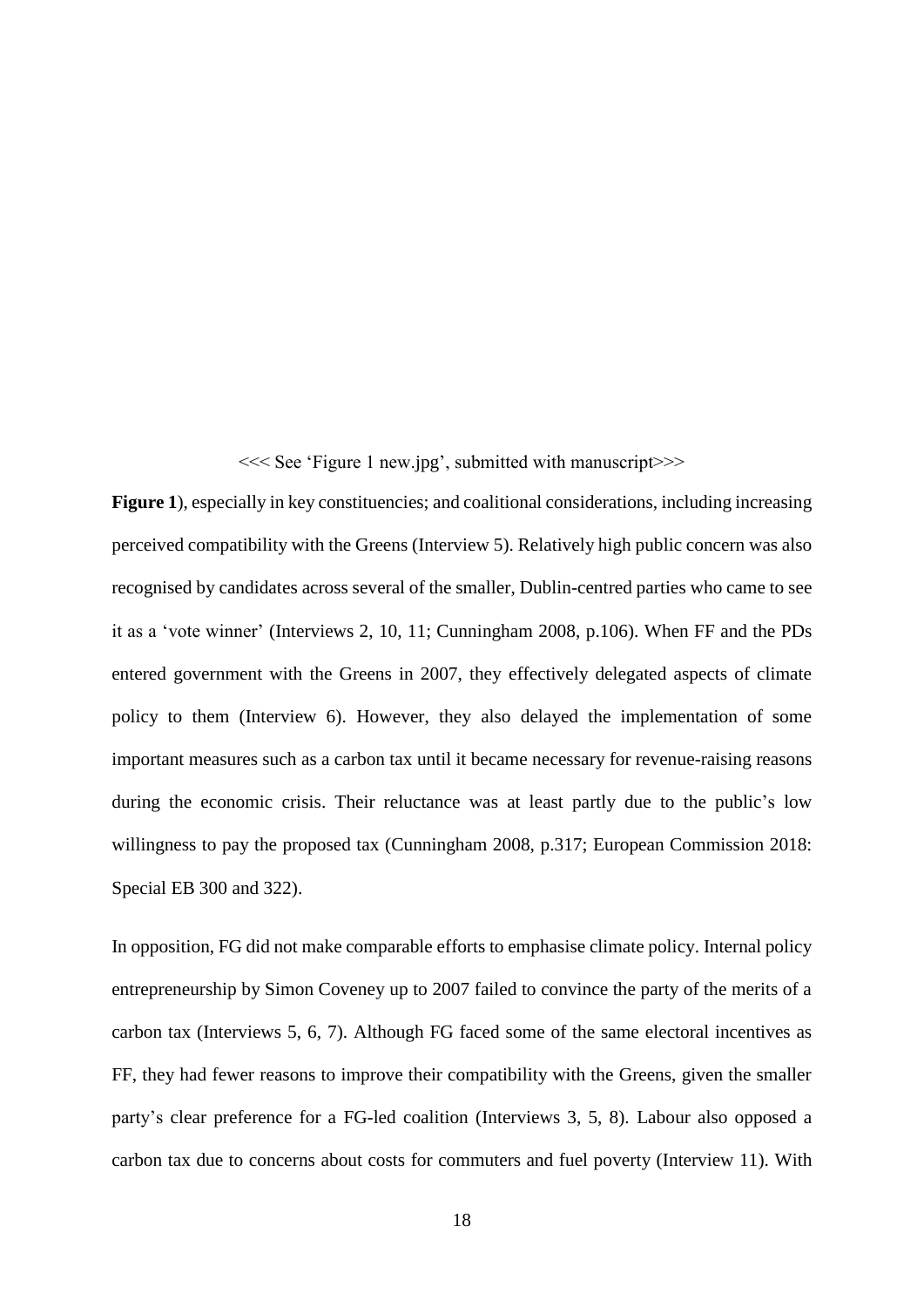<<< See 'Figure 1 new.jpg', submitted with manuscript>>>

**Figure 1**), especially in key constituencies; and coalitional considerations, including increasing perceived compatibility with the Greens (Interview 5). Relatively high public concern was also recognised by candidates across several of the smaller, Dublin-centred parties who came to see it as a 'vote winner' (Interviews 2, 10, 11; Cunningham 2008, p.106). When FF and the PDs entered government with the Greens in 2007, they effectively delegated aspects of climate policy to them (Interview 6). However, they also delayed the implementation of some important measures such as a carbon tax until it became necessary for revenue-raising reasons during the economic crisis. Their reluctance was at least partly due to the public's low willingness to pay the proposed tax (Cunningham 2008, p.317; European Commission 2018: Special EB 300 and 322).

In opposition, FG did not make comparable efforts to emphasise climate policy. Internal policy entrepreneurship by Simon Coveney up to 2007 failed to convince the party of the merits of a carbon tax (Interviews 5, 6, 7). Although FG faced some of the same electoral incentives as FF, they had fewer reasons to improve their compatibility with the Greens, given the smaller party's clear preference for a FG-led coalition (Interviews 3, 5, 8). Labour also opposed a carbon tax due to concerns about costs for commuters and fuel poverty (Interview 11). With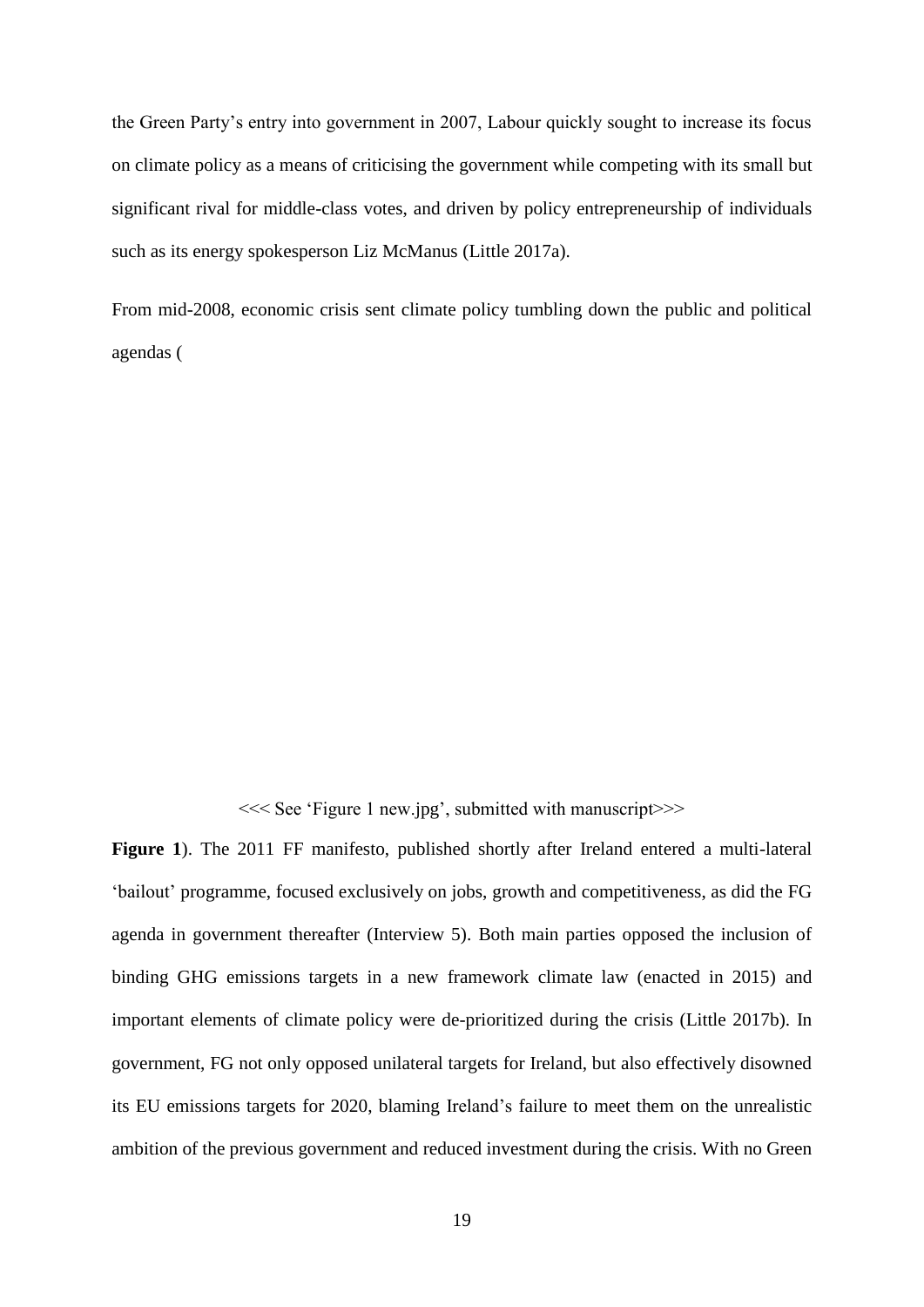the Green Party's entry into government in 2007, Labour quickly sought to increase its focus on climate policy as a means of criticising the government while competing with its small but significant rival for middle-class votes, and driven by policy entrepreneurship of individuals such as its energy spokesperson Liz McManus (Little 2017a).

From mid-2008, economic crisis sent climate policy tumbling down the public and political agendas (

<<< See 'Figure 1 new.jpg', submitted with manuscript>>>

**Figure 1**). The 2011 FF manifesto, published shortly after Ireland entered a multi-lateral 'bailout' programme, focused exclusively on jobs, growth and competitiveness, as did the FG agenda in government thereafter (Interview 5). Both main parties opposed the inclusion of binding GHG emissions targets in a new framework climate law (enacted in 2015) and important elements of climate policy were de-prioritized during the crisis (Little 2017b). In government, FG not only opposed unilateral targets for Ireland, but also effectively disowned its EU emissions targets for 2020, blaming Ireland's failure to meet them on the unrealistic ambition of the previous government and reduced investment during the crisis. With no Green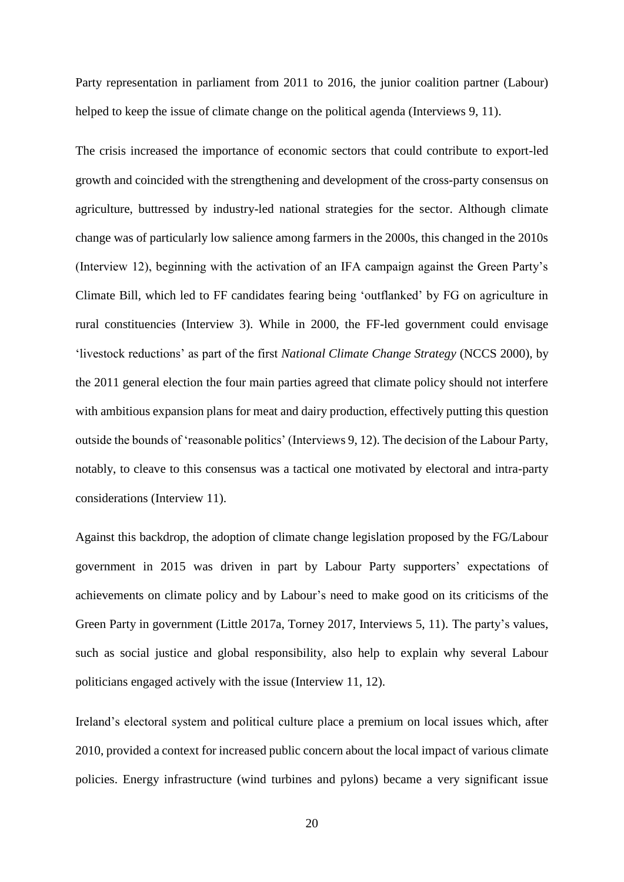Party representation in parliament from 2011 to 2016, the junior coalition partner (Labour) helped to keep the issue of climate change on the political agenda (Interviews 9, 11).

The crisis increased the importance of economic sectors that could contribute to export-led growth and coincided with the strengthening and development of the cross-party consensus on agriculture, buttressed by industry-led national strategies for the sector. Although climate change was of particularly low salience among farmers in the 2000s, this changed in the 2010s (Interview 12), beginning with the activation of an IFA campaign against the Green Party's Climate Bill, which led to FF candidates fearing being 'outflanked' by FG on agriculture in rural constituencies (Interview 3). While in 2000, the FF-led government could envisage 'livestock reductions' as part of the first *National Climate Change Strategy* (NCCS 2000), by the 2011 general election the four main parties agreed that climate policy should not interfere with ambitious expansion plans for meat and dairy production, effectively putting this question outside the bounds of 'reasonable politics' (Interviews 9, 12). The decision of the Labour Party, notably, to cleave to this consensus was a tactical one motivated by electoral and intra-party considerations (Interview 11).

Against this backdrop, the adoption of climate change legislation proposed by the FG/Labour government in 2015 was driven in part by Labour Party supporters' expectations of achievements on climate policy and by Labour's need to make good on its criticisms of the Green Party in government (Little 2017a, Torney 2017, Interviews 5, 11). The party's values, such as social justice and global responsibility, also help to explain why several Labour politicians engaged actively with the issue (Interview 11, 12).

Ireland's electoral system and political culture place a premium on local issues which, after 2010, provided a context for increased public concern about the local impact of various climate policies. Energy infrastructure (wind turbines and pylons) became a very significant issue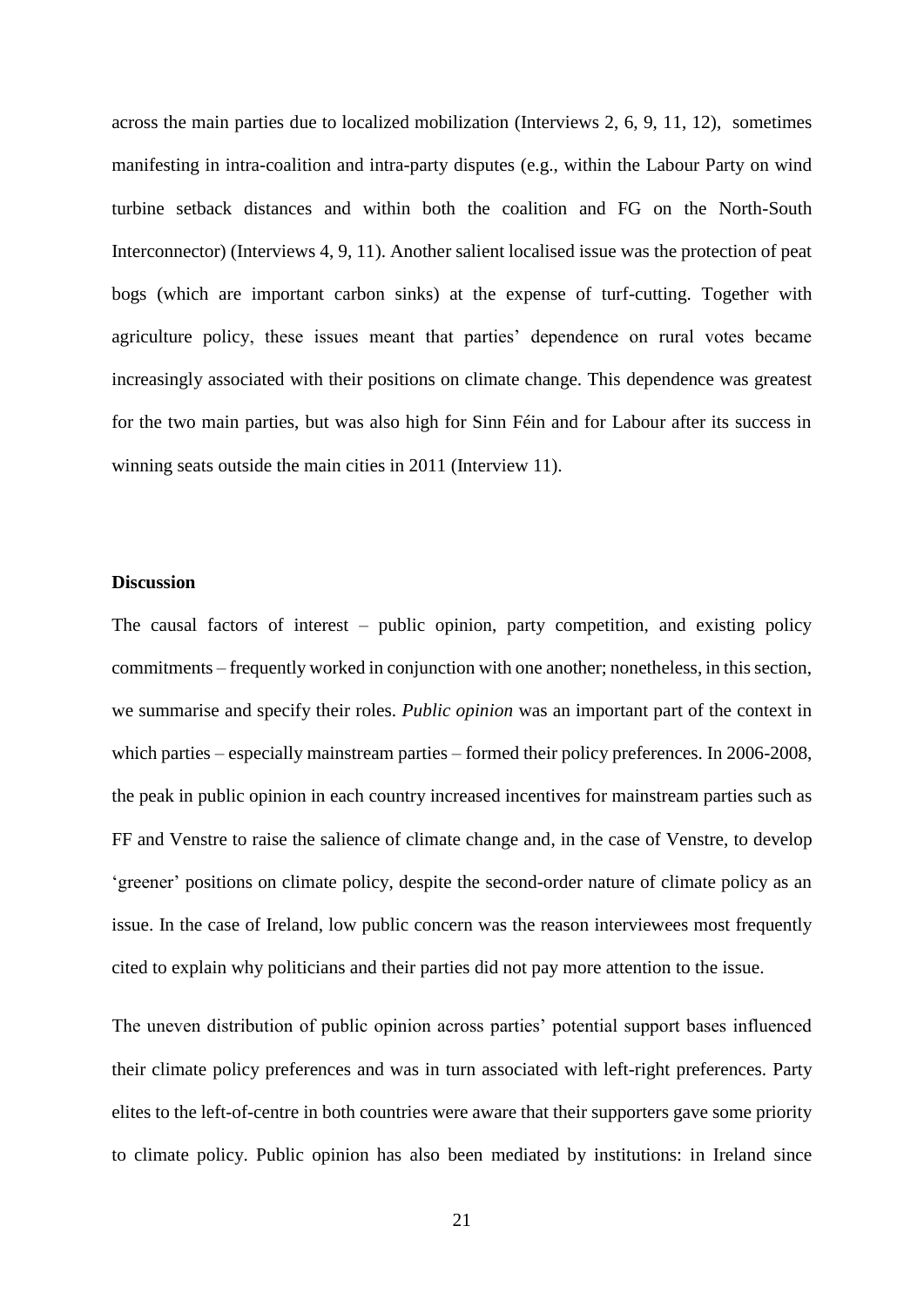across the main parties due to localized mobilization (Interviews 2, 6, 9, 11, 12), sometimes manifesting in intra-coalition and intra-party disputes (e.g., within the Labour Party on wind turbine setback distances and within both the coalition and FG on the North-South Interconnector) (Interviews 4, 9, 11). Another salient localised issue was the protection of peat bogs (which are important carbon sinks) at the expense of turf-cutting. Together with agriculture policy, these issues meant that parties' dependence on rural votes became increasingly associated with their positions on climate change. This dependence was greatest for the two main parties, but was also high for Sinn Féin and for Labour after its success in winning seats outside the main cities in 2011 (Interview 11).

**Discussion**

The causal factors of interest – public opinion, party competition, and existing policy commitments – frequently worked in conjunction with one another; nonetheless, in this section, we summarise and specify their roles. *Public opinion* was an important part of the context in which parties – especially mainstream parties – formed their policy preferences. In 2006-2008, the peak in public opinion in each country increased incentives for mainstream parties such as FF and Venstre to raise the salience of climate change and, in the case of Venstre, to develop 'greener' positions on climate policy, despite the second-order nature of climate policy as an issue. In the case of Ireland, low public concern was the reason interviewees most frequently cited to explain why politicians and their parties did not pay more attention to the issue.

The uneven distribution of public opinion across parties' potential support bases influenced their climate policy preferences and was in turn associated with left-right preferences. Party elites to the left-of-centre in both countries were aware that their supporters gave some priority to climate policy. Public opinion has also been mediated by institutions: in Ireland since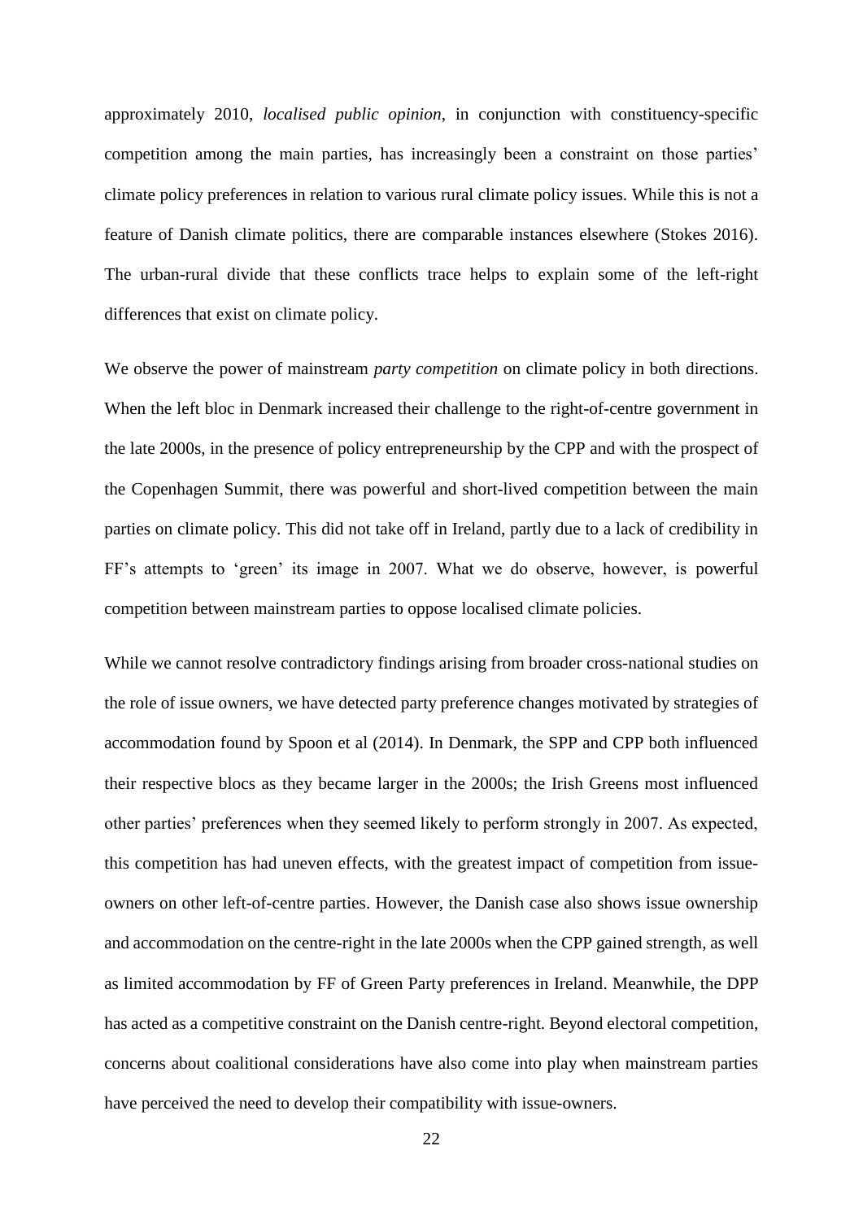approximately 2010, *localised public opinion*, in conjunction with constituency-specific competition among the main parties, has increasingly been a constraint on those parties' climate policy preferences in relation to various rural climate policy issues. While this is not a feature of Danish climate politics, there are comparable instances elsewhere (Stokes 2016). The urban-rural divide that these conflicts trace helps to explain some of the left-right differences that exist on climate policy.

We observe the power of mainstream *party competition* on climate policy in both directions. When the left bloc in Denmark increased their challenge to the right-of-centre government in the late 2000s, in the presence of policy entrepreneurship by the CPP and with the prospect of the Copenhagen Summit, there was powerful and short-lived competition between the main parties on climate policy. This did not take off in Ireland, partly due to a lack of credibility in FF's attempts to 'green' its image in 2007. What we do observe, however, is powerful competition between mainstream parties to oppose localised climate policies.

While we cannot resolve contradictory findings arising from broader cross-national studies on the role of issue owners, we have detected party preference changes motivated by strategies of accommodation found by Spoon et al (2014). In Denmark, the SPP and CPP both influenced their respective blocs as they became larger in the 2000s; the Irish Greens most influenced other parties' preferences when they seemed likely to perform strongly in 2007. As expected, this competition has had uneven effects, with the greatest impact of competition from issue-owners on other left-of-centre parties. However, the Danish case also shows issue ownership and accommodation on the centre-right in the late 2000s when the CPP gained strength, as well as limited accommodation by FF of Green Party preferences in Ireland. Meanwhile, the DPP has acted as a competitive constraint on the Danish centre-right. Beyond electoral competition, concerns about coalitional considerations have also come into play when mainstream parties have perceived the need to develop their compatibility with issue-owners.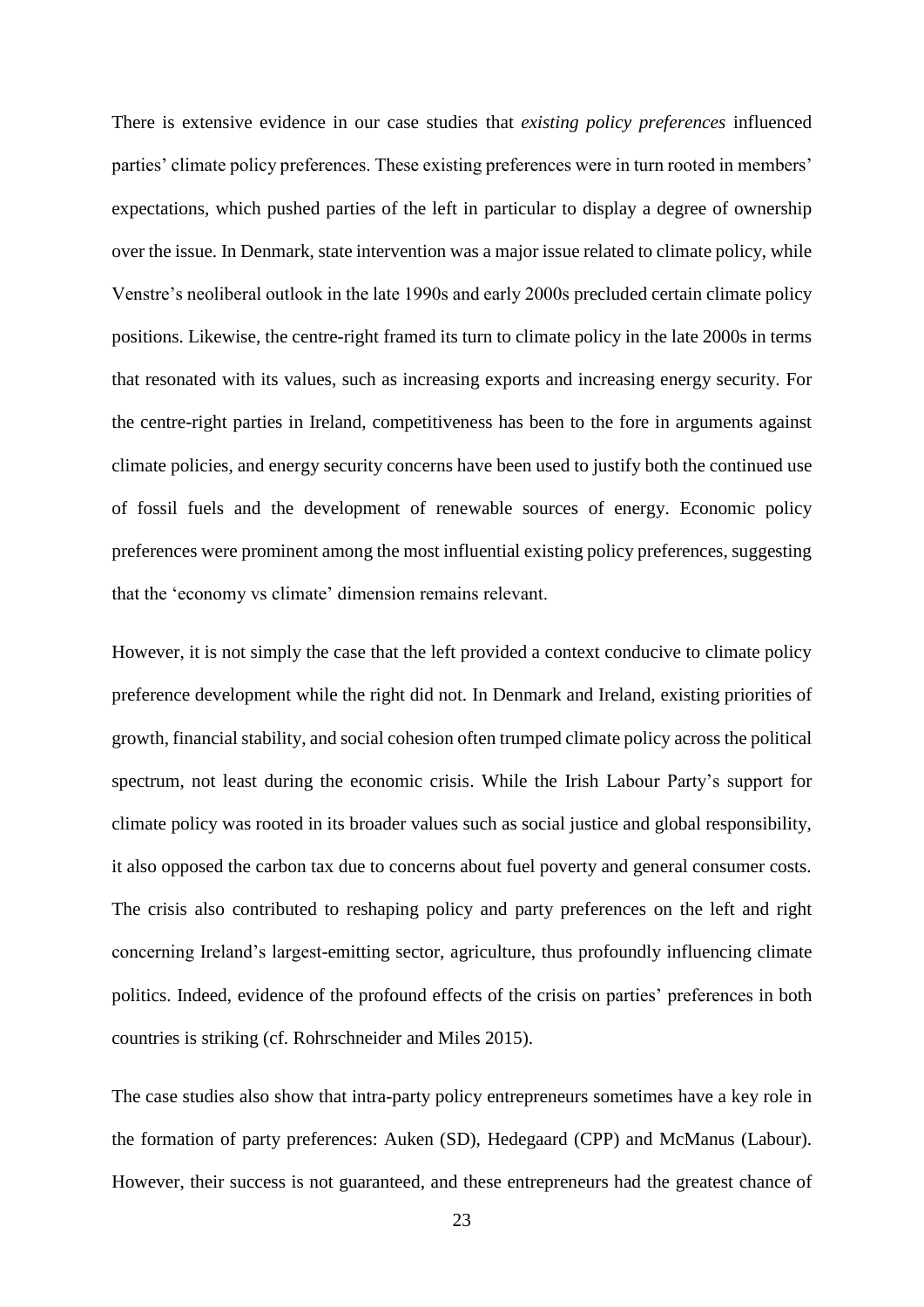There is extensive evidence in our case studies that *existing policy preferences* influenced parties' climate policy preferences. These existing preferences were in turn rooted in members' expectations, which pushed parties of the left in particular to display a degree of ownership over the issue. In Denmark, state intervention was a major issue related to climate policy, while Venstre's neoliberal outlook in the late 1990s and early 2000s precluded certain climate policy positions. Likewise, the centre-right framed its turn to climate policy in the late 2000s in terms that resonated with its values, such as increasing exports and increasing energy security. For the centre-right parties in Ireland, competitiveness has been to the fore in arguments against climate policies, and energy security concerns have been used to justify both the continued use of fossil fuels and the development of renewable sources of energy. Economic policy preferences were prominent among the most influential existing policy preferences, suggesting that the 'economy vs climate' dimension remains relevant.

However, it is not simply the case that the left provided a context conducive to climate policy preference development while the right did not. In Denmark and Ireland, existing priorities of growth, financial stability, and social cohesion often trumped climate policy across the political spectrum, not least during the economic crisis. While the Irish Labour Party's support for climate policy was rooted in its broader values such as social justice and global responsibility, it also opposed the carbon tax due to concerns about fuel poverty and general consumer costs. The crisis also contributed to reshaping policy and party preferences on the left and right concerning Ireland's largest-emitting sector, agriculture, thus profoundly influencing climate politics. Indeed, evidence of the profound effects of the crisis on parties' preferences in both countries is striking (cf. Rohrschneider and Miles 2015).

The case studies also show that intra-party policy entrepreneurs sometimes have a key role in the formation of party preferences: Auken (SD), Hedegaard (CPP) and McManus (Labour). However, their success is not guaranteed, and these entrepreneurs had the greatest chance of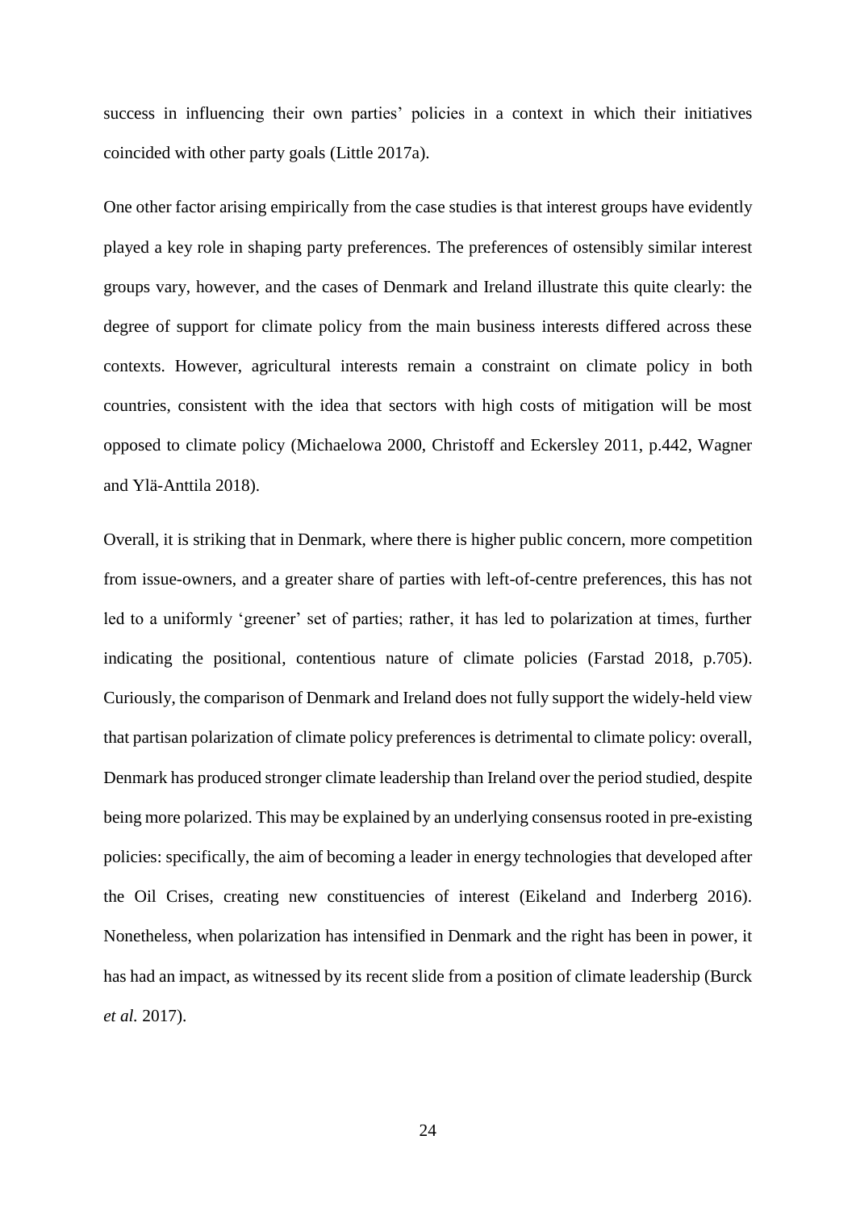success in influencing their own parties' policies in a context in which their initiatives coincided with other party goals (Little 2017a).

One other factor arising empirically from the case studies is that interest groups have evidently played a key role in shaping party preferences. The preferences of ostensibly similar interest groups vary, however, and the cases of Denmark and Ireland illustrate this quite clearly: the degree of support for climate policy from the main business interests differed across these contexts. However, agricultural interests remain a constraint on climate policy in both countries, consistent with the idea that sectors with high costs of mitigation will be most opposed to climate policy (Michaelowa 2000, Christoff and Eckersley 2011, p.442, Wagner and Ylä-Anttila 2018).

Overall, it is striking that in Denmark, where there is higher public concern, more competition from issue-owners, and a greater share of parties with left-of-centre preferences, this has not led to a uniformly 'greener' set of parties; rather, it has led to polarization at times, further indicating the positional, contentious nature of climate policies (Farstad 2018, p.705). Curiously, the comparison of Denmark and Ireland does not fully support the widely-held view that partisan polarization of climate policy preferences is detrimental to climate policy: overall, Denmark has produced stronger climate leadership than Ireland over the period studied, despite being more polarized. This may be explained by an underlying consensus rooted in pre-existing policies: specifically, the aim of becoming a leader in energy technologies that developed after the Oil Crises, creating new constituencies of interest (Eikeland and Inderberg 2016). Nonetheless, when polarization has intensified in Denmark and the right has been in power, it has had an impact, as witnessed by its recent slide from a position of climate leadership (Burck *et al.* 2017).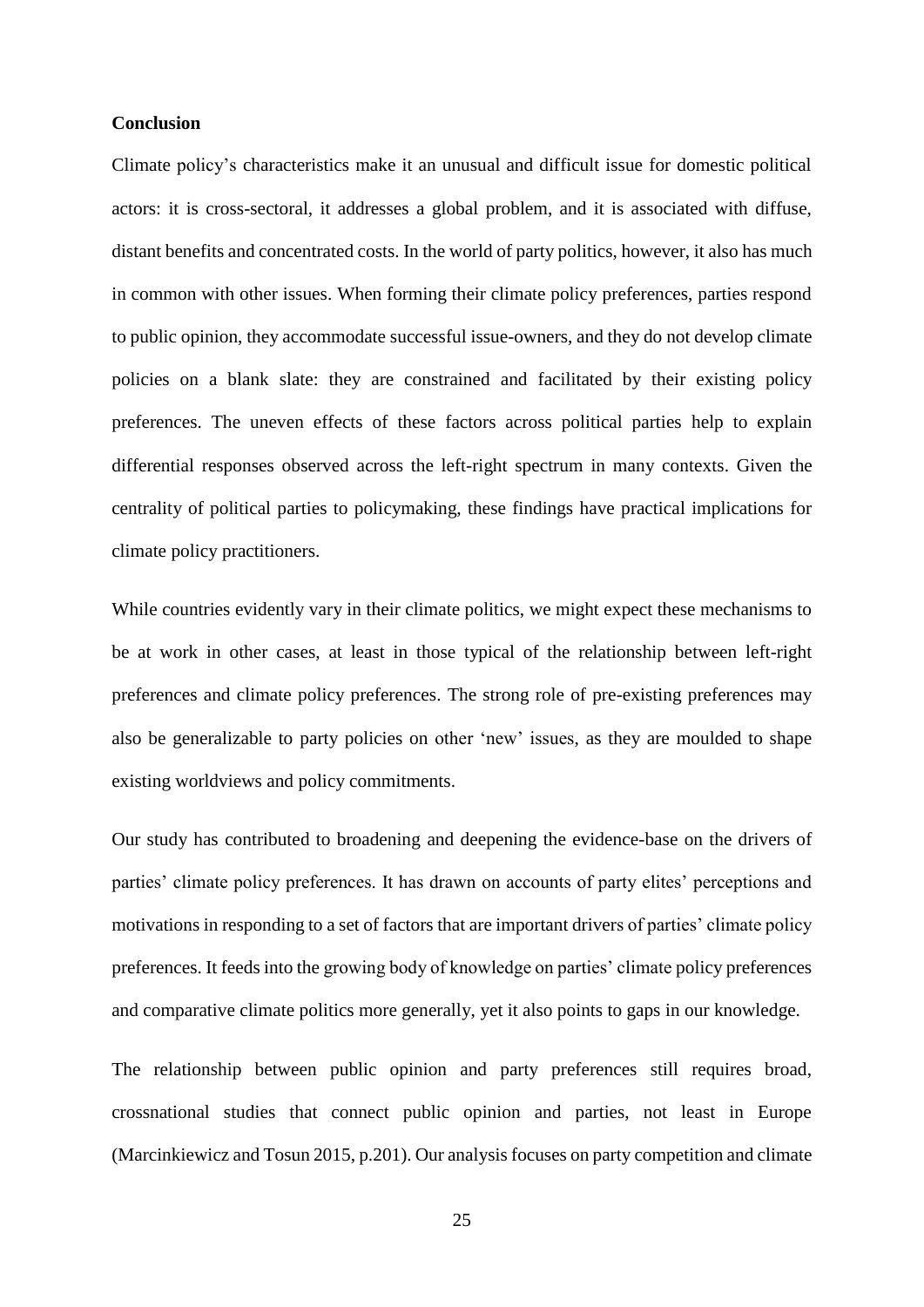## Conclusion

Climate policy's characteristics make it an unusual and difficult issue for domestic political actors: it is cross-sectoral, it addresses a global problem, and it is associated with diffuse, distant benefits and concentrated costs. In the world of party politics, however, it also has much in common with other issues. When forming their climate policy preferences, parties respond to public opinion, they accommodate successful issue-owners, and they do not develop climate policies on a blank slate: they are constrained and facilitated by their existing policy preferences. The uneven effects of these factors across political parties help to explain differential responses observed across the left-right spectrum in many contexts. Given the centrality of political parties to policymaking, these findings have practical implications for climate policy practitioners.

While countries evidently vary in their climate politics, we might expect these mechanisms to be at work in other cases, at least in those typical of the relationship between left-right preferences and climate policy preferences. The strong role of pre-existing preferences may also be generalizable to party policies on other 'new' issues, as they are moulded to shape existing worldviews and policy commitments.

Our study has contributed to broadening and deepening the evidence-base on the drivers of parties' climate policy preferences. It has drawn on accounts of party elites' perceptions and motivations in responding to a set of factors that are important drivers of parties' climate policy preferences. It feeds into the growing body of knowledge on parties' climate policy preferences and comparative climate politics more generally, yet it also points to gaps in our knowledge.

The relationship between public opinion and party preferences still requires broad, crossnational studies that connect public opinion and parties, not least in Europe (Marcinkiewicz and Tosun 2015, p.201). Our analysis focuses on party competition and climate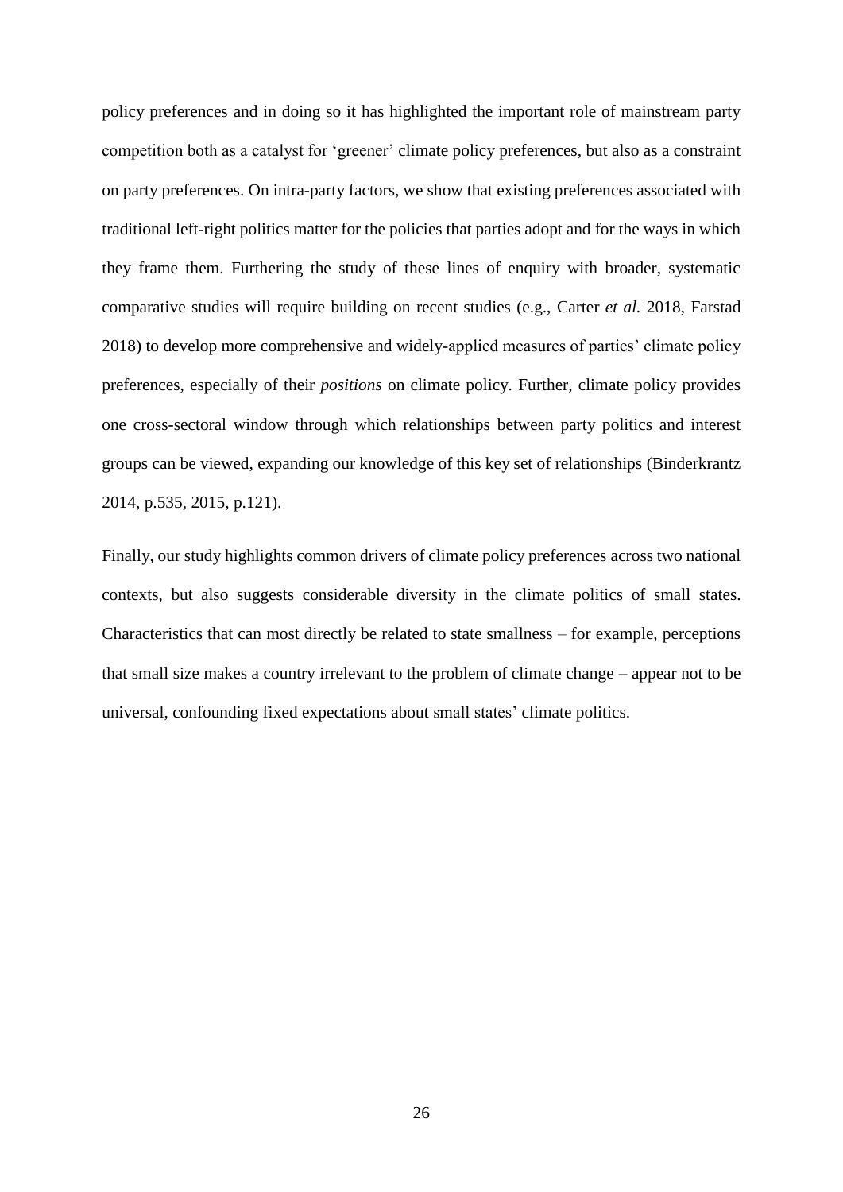policy preferences and in doing so it has highlighted the important role of mainstream party competition both as a catalyst for 'greener' climate policy preferences, but also as a constraint on party preferences. On intra-party factors, we show that existing preferences associated with traditional left-right politics matter for the policies that parties adopt and for the ways in which they frame them. Furthering the study of these lines of enquiry with broader, systematic comparative studies will require building on recent studies (e.g., Carter *et al.* 2018, Farstad 2018) to develop more comprehensive and widely-applied measures of parties' climate policy preferences, especially of their *positions* on climate policy. Further, climate policy provides one cross-sectoral window through which relationships between party politics and interest groups can be viewed, expanding our knowledge of this key set of relationships (Binderkrantz 2014, p.535, 2015, p.121).

Finally, our study highlights common drivers of climate policy preferences across two national contexts, but also suggests considerable diversity in the climate politics of small states. Characteristics that can most directly be related to state smallness – for example, perceptions that small size makes a country irrelevant to the problem of climate change – appear not to be universal, confounding fixed expectations about small states' climate politics.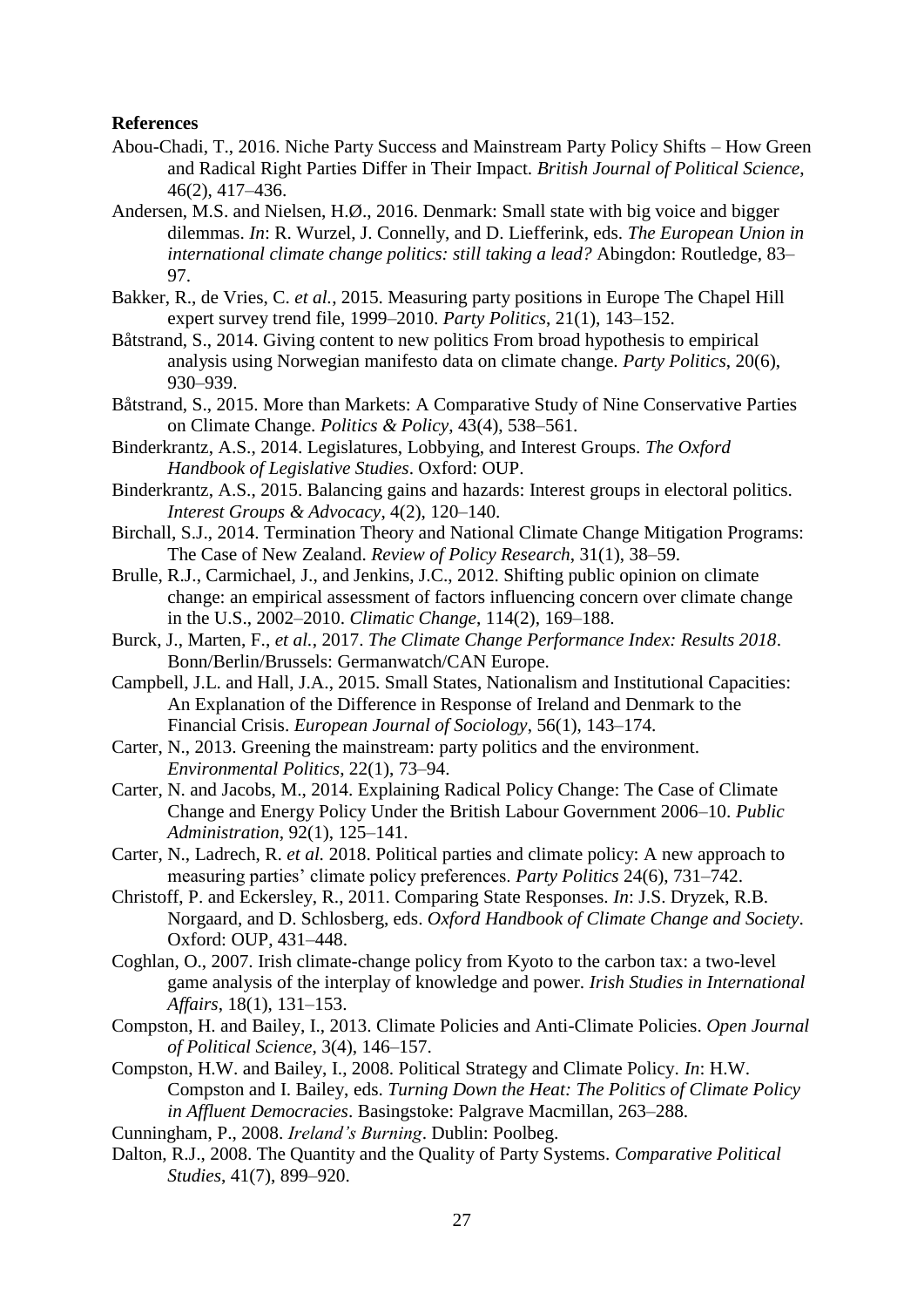**References**

Abou-Chadi, T., 2016. Niche Party Success and Mainstream Party Policy Shifts – How Green and Radical Right Parties Differ in Their Impact. *British Journal of Political Science*, 46(2), 417–436.

Andersen, M.S. and Nielsen, H.Ø., 2016. Denmark: Small state with big voice and bigger dilemmas. *In*: R. Wurzel, J. Connelly, and D. Liefferink, eds. *The European Union in international climate change politics: still taking a lead?* Abingdon: Routledge, 83–97.

Bakker, R., de Vries, C. *et al.*, 2015. Measuring party positions in Europe The Chapel Hill expert survey trend file, 1999–2010. *Party Politics*, 21(1), 143–152.

Båtstrand, S., 2014. Giving content to new politics From broad hypothesis to empirical analysis using Norwegian manifesto data on climate change. *Party Politics*, 20(6), 930–939.

Båtstrand, S., 2015. More than Markets: A Comparative Study of Nine Conservative Parties on Climate Change. *Politics & Policy*, 43(4), 538–561.

Binderkrantz, A.S., 2014. Legislatures, Lobbying, and Interest Groups. *The Oxford Handbook of Legislative Studies*. Oxford: OUP.

Binderkrantz, A.S., 2015. Balancing gains and hazards: Interest groups in electoral politics. *Interest Groups & Advocacy*, 4(2), 120–140.

Birchall, S.J., 2014. Termination Theory and National Climate Change Mitigation Programs: The Case of New Zealand. *Review of Policy Research*, 31(1), 38–59.

Brulle, R.J., Carmichael, J., and Jenkins, J.C., 2012. Shifting public opinion on climate change: an empirical assessment of factors influencing concern over climate change in the U.S., 2002–2010. *Climatic Change*, 114(2), 169–188.

Burck, J., Marten, F., *et al.*, 2017. *The Climate Change Performance Index: Results 2018*. Bonn/Berlin/Brussels: Germanwatch/CAN Europe.

Campbell, J.L. and Hall, J.A., 2015. Small States, Nationalism and Institutional Capacities: An Explanation of the Difference in Response of Ireland and Denmark to the Financial Crisis. *European Journal of Sociology*, 56(1), 143–174.

Carter, N., 2013. Greening the mainstream: party politics and the environment. *Environmental Politics*, 22(1), 73–94.

Carter, N. and Jacobs, M., 2014. Explaining Radical Policy Change: The Case of Climate Change and Energy Policy Under the British Labour Government 2006–10. *Public Administration*, 92(1), 125–141.

Carter, N., Ladrech, R. *et al.* 2018. Political parties and climate policy: A new approach to measuring parties' climate policy preferences. *Party Politics* 24(6), 731–742.

Christoff, P. and Eckersley, R., 2011. Comparing State Responses. *In*: J.S. Dryzek, R.B. Norgaard, and D. Schlosberg, eds. *Oxford Handbook of Climate Change and Society*. Oxford: OUP, 431–448.

Coghlan, O., 2007. Irish climate-change policy from Kyoto to the carbon tax: a two-level game analysis of the interplay of knowledge and power. *Irish Studies in International Affairs*, 18(1), 131–153.

Compston, H. and Bailey, I., 2013. Climate Policies and Anti-Climate Policies. *Open Journal of Political Science*, 3(4), 146–157.

Compston, H.W. and Bailey, I., 2008. Political Strategy and Climate Policy. *In*: H.W. Compston and I. Bailey, eds. *Turning Down the Heat: The Politics of Climate Policy in Affluent Democracies*. Basingstoke: Palgrave Macmillan, 263–288.

Cunningham, P., 2008. *Ireland's Burning*. Dublin: Poolbeg.

Dalton, R.J., 2008. The Quantity and the Quality of Party Systems. *Comparative Political Studies*, 41(7), 899–920.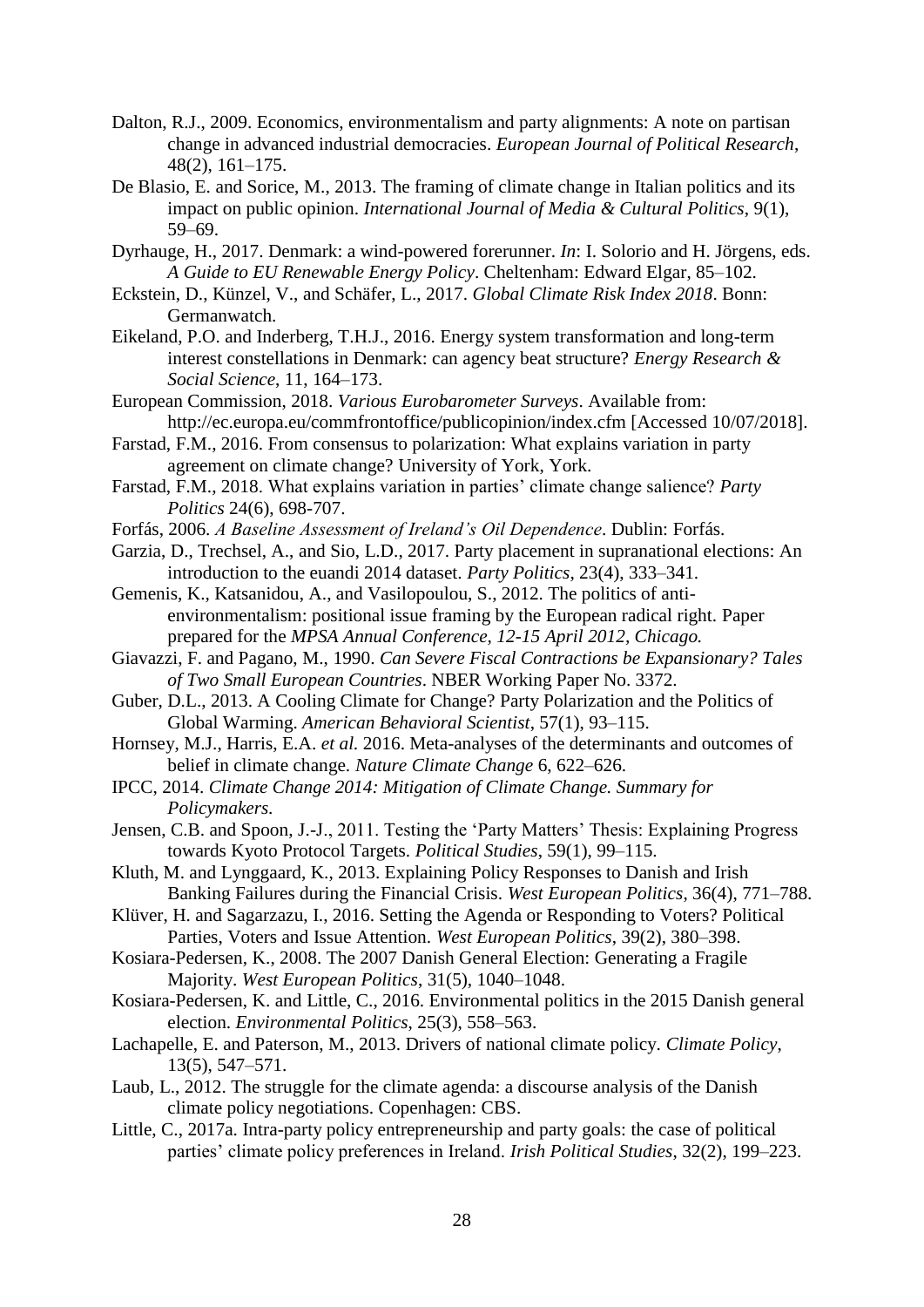Dalton, R.J., 2009. Economics, environmentalism and party alignments: A note on partisan change in advanced industrial democracies. *European Journal of Political Research*, 48(2), 161–175.

De Blasio, E. and Sorice, M., 2013. The framing of climate change in Italian politics and its impact on public opinion. *International Journal of Media & Cultural Politics*, 9(1), 59–69.

Dyrhauge, H., 2017. Denmark: a wind-powered forerunner. *In*: I. Solorio and H. Jörgens, eds. *A Guide to EU Renewable Energy Policy*. Cheltenham: Edward Elgar, 85–102.

Eckstein, D., Künzel, V., and Schäfer, L., 2017. *Global Climate Risk Index 2018*. Bonn: Germanwatch.

Eikeland, P.O. and Inderberg, T.H.J., 2016. Energy system transformation and long-term interest constellations in Denmark: can agency beat structure? *Energy Research & Social Science*, 11, 164–173.

European Commission, 2018. *Various Eurobarometer Surveys*. Available from: http://ec.europa.eu/commfrontoffice/publicopinion/index.cfm [Accessed 10/07/2018].

Farstad, F.M., 2016. From consensus to polarization: What explains variation in party agreement on climate change? University of York, York.

Farstad, F.M., 2018. What explains variation in parties' climate change salience? *Party Politics* 24(6), 698-707.

Forfás, 2006. *A Baseline Assessment of Ireland's Oil Dependence*. Dublin: Forfás.

Garzia, D., Trechsel, A., and Sio, L.D., 2017. Party placement in supranational elections: An introduction to the euandi 2014 dataset. *Party Politics*, 23(4), 333–341.

Gemenis, K., Katsanidou, A., and Vasilopoulou, S., 2012. The politics of anti-environmentalism: positional issue framing by the European radical right. Paper prepared for the *MPSA Annual Conference, 12-15 April 2012, Chicago.*

Giavazzi, F. and Pagano, M., 1990. *Can Severe Fiscal Contractions be Expansionary? Tales of Two Small European Countries*. NBER Working Paper No. 3372.

Guber, D.L., 2013. A Cooling Climate for Change? Party Polarization and the Politics of Global Warming. *American Behavioral Scientist*, 57(1), 93–115.

Hornsey, M.J., Harris, E.A. *et al.* 2016. Meta-analyses of the determinants and outcomes of belief in climate change. *Nature Climate Change* 6, 622–626.

IPCC, 2014. *Climate Change 2014: Mitigation of Climate Change. Summary for Policymakers.*

Jensen, C.B. and Spoon, J.-J., 2011. Testing the 'Party Matters' Thesis: Explaining Progress towards Kyoto Protocol Targets. *Political Studies*, 59(1), 99–115.

Kluth, M. and Lynggaard, K., 2013. Explaining Policy Responses to Danish and Irish Banking Failures during the Financial Crisis. *West European Politics*, 36(4), 771–788.

Klüver, H. and Sagarzazu, I., 2016. Setting the Agenda or Responding to Voters? Political Parties, Voters and Issue Attention. *West European Politics*, 39(2), 380–398.

Kosiara-Pedersen, K., 2008. The 2007 Danish General Election: Generating a Fragile Majority. *West European Politics*, 31(5), 1040–1048.

Kosiara-Pedersen, K. and Little, C., 2016. Environmental politics in the 2015 Danish general election. *Environmental Politics*, 25(3), 558–563.

Lachapelle, E. and Paterson, M., 2013. Drivers of national climate policy. *Climate Policy*, 13(5), 547–571.

Laub, L., 2012. The struggle for the climate agenda: a discourse analysis of the Danish climate policy negotiations. Copenhagen: CBS.

Little, C., 2017a. Intra-party policy entrepreneurship and party goals: the case of political parties' climate policy preferences in Ireland. *Irish Political Studies*, 32(2), 199–223.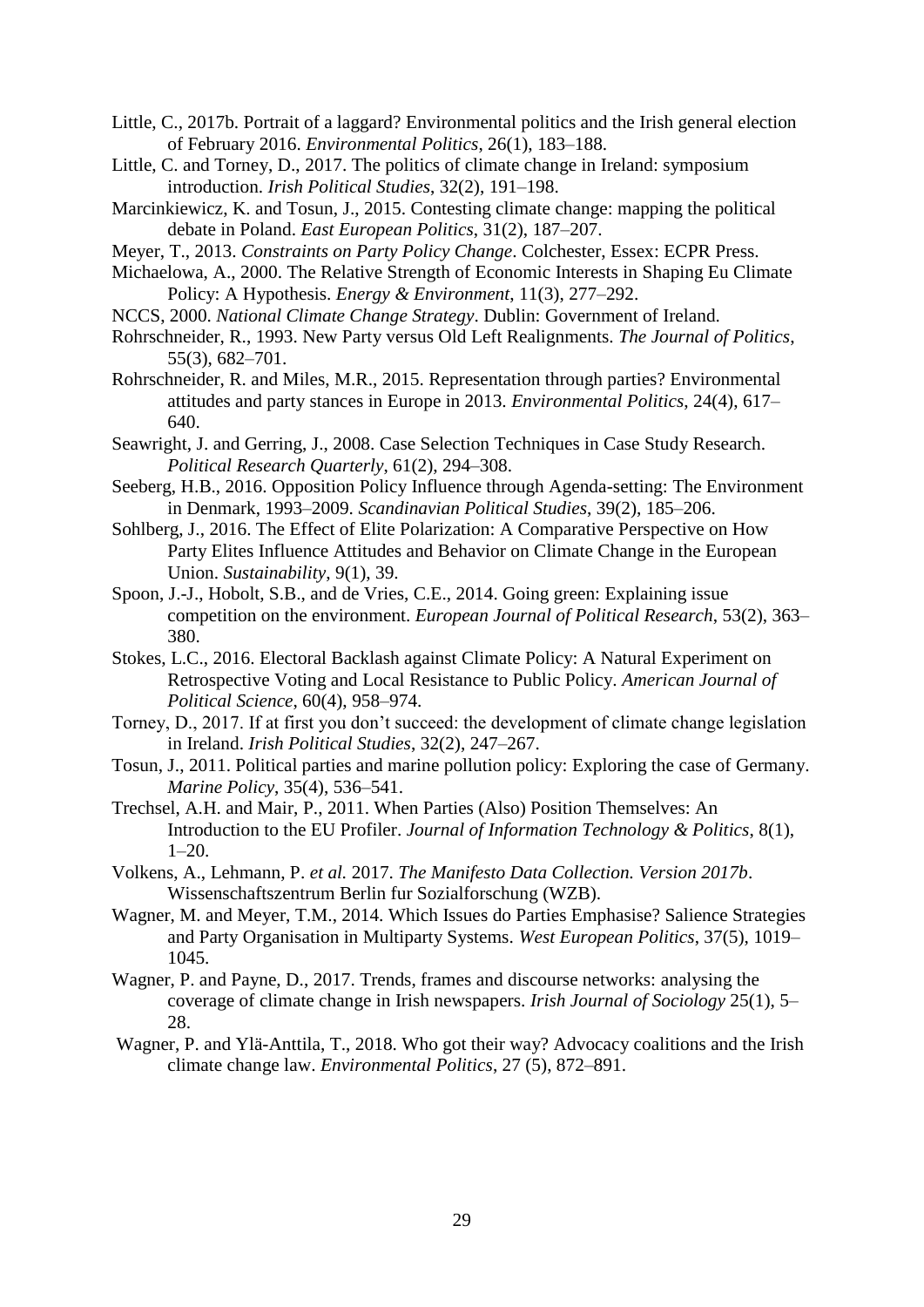Little, C., 2017b. Portrait of a laggard? Environmental politics and the Irish general election of February 2016. *Environmental Politics*, 26(1), 183–188.

Little, C. and Torney, D., 2017. The politics of climate change in Ireland: symposium introduction. *Irish Political Studies*, 32(2), 191–198.

Marcinkiewicz, K. and Tosun, J., 2015. Contesting climate change: mapping the political debate in Poland. *East European Politics*, 31(2), 187–207.

Meyer, T., 2013. *Constraints on Party Policy Change*. Colchester, Essex: ECPR Press.

Michaelowa, A., 2000. The Relative Strength of Economic Interests in Shaping Eu Climate Policy: A Hypothesis. *Energy & Environment*, 11(3), 277–292.

NCCS, 2000. *National Climate Change Strategy*. Dublin: Government of Ireland.

Rohrschneider, R., 1993. New Party versus Old Left Realignments. *The Journal of Politics*, 55(3), 682–701.

Rohrschneider, R. and Miles, M.R., 2015. Representation through parties? Environmental attitudes and party stances in Europe in 2013. *Environmental Politics*, 24(4), 617–640.

Seawright, J. and Gerring, J., 2008. Case Selection Techniques in Case Study Research. *Political Research Quarterly*, 61(2), 294–308.

Seeberg, H.B., 2016. Opposition Policy Influence through Agenda-setting: The Environment in Denmark, 1993–2009. *Scandinavian Political Studies*, 39(2), 185–206.

Sohlberg, J., 2016. The Effect of Elite Polarization: A Comparative Perspective on How Party Elites Influence Attitudes and Behavior on Climate Change in the European Union. *Sustainability*, 9(1), 39.

Spoon, J.-J., Hobolt, S.B., and de Vries, C.E., 2014. Going green: Explaining issue competition on the environment. *European Journal of Political Research*, 53(2), 363–380.

Stokes, L.C., 2016. Electoral Backlash against Climate Policy: A Natural Experiment on Retrospective Voting and Local Resistance to Public Policy. *American Journal of Political Science*, 60(4), 958–974.

Torney, D., 2017. If at first you don't succeed: the development of climate change legislation in Ireland. *Irish Political Studies*, 32(2), 247–267.

Tosun, J., 2011. Political parties and marine pollution policy: Exploring the case of Germany. *Marine Policy*, 35(4), 536–541.

Trechsel, A.H. and Mair, P., 2011. When Parties (Also) Position Themselves: An Introduction to the EU Profiler. *Journal of Information Technology & Politics*, 8(1), 1–20.

Volkens, A., Lehmann, P. *et al.* 2017. *The Manifesto Data Collection. Version 2017b*. Wissenschaftszentrum Berlin fur Sozialforschung (WZB).

Wagner, M. and Meyer, T.M., 2014. Which Issues do Parties Emphasise? Salience Strategies and Party Organisation in Multiparty Systems. *West European Politics*, 37(5), 1019–1045.

Wagner, P. and Payne, D., 2017. Trends, frames and discourse networks: analysing the coverage of climate change in Irish newspapers. *Irish Journal of Sociology* 25(1), 5–28.

Wagner, P. and Ylä-Anttila, T., 2018. Who got their way? Advocacy coalitions and the Irish climate change law. *Environmental Politics*, 27 (5), 872–891.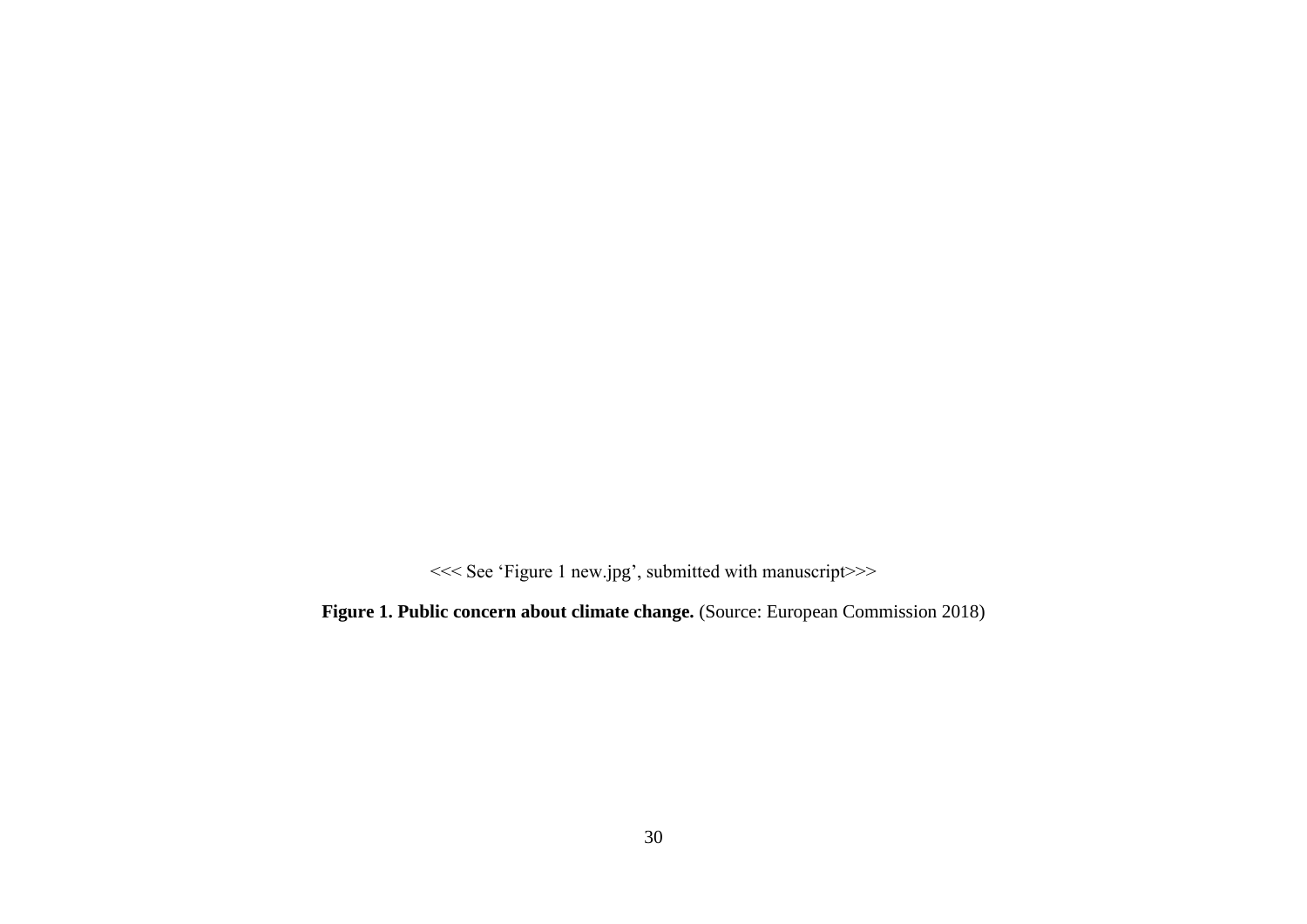<<< See ‘Figure 1 new.jpg’, submitted with manuscript>>>

**Figure 1. Public concern about climate change.** (Source: European Commission 2018)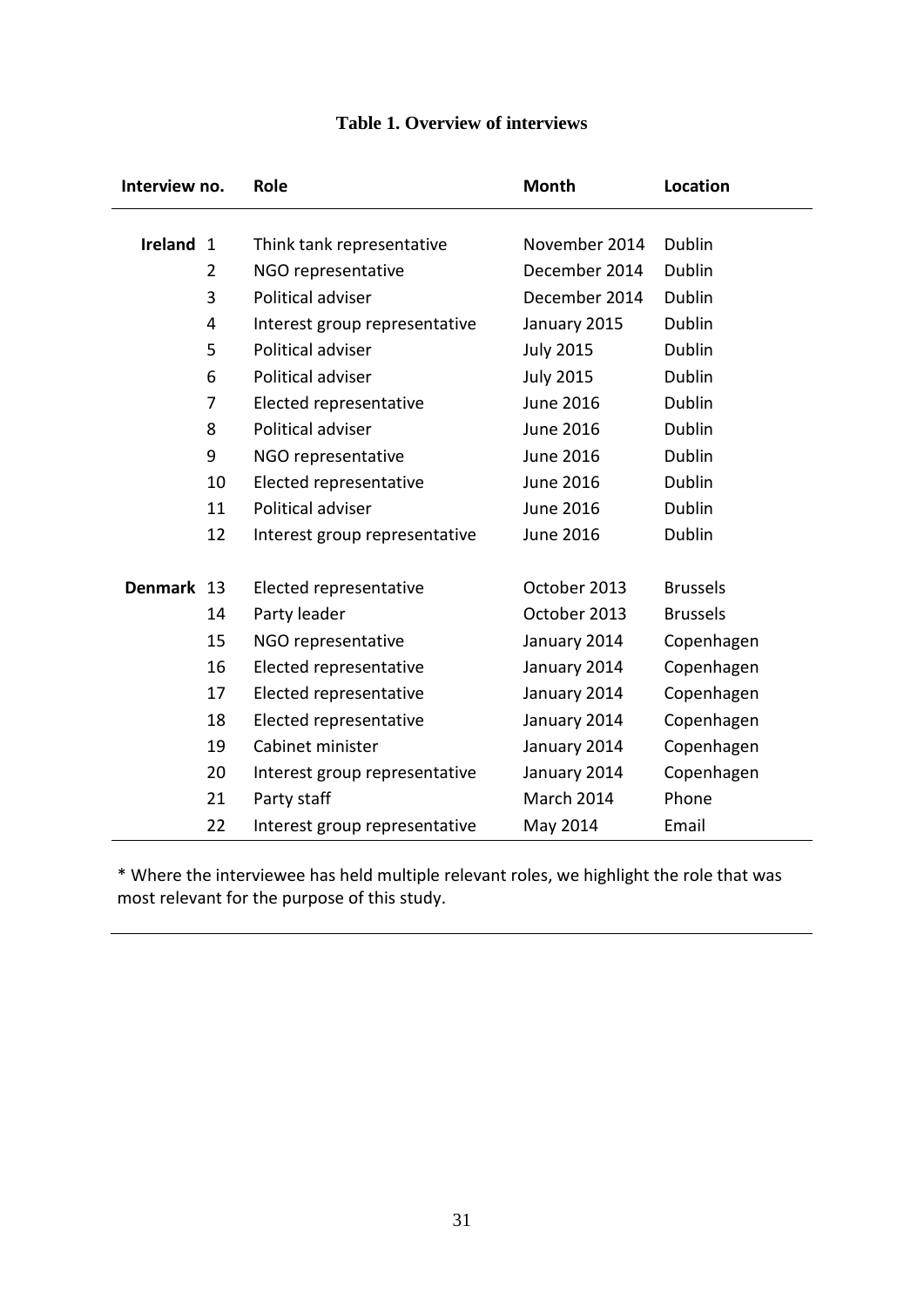**Table 1. Overview of interviews**

| Interview no. | | Role | Month | Location |
|---|---|---|---|---|
| **Ireland** | 1 | Think tank representative | November 2014 | Dublin |
| | 2 | NGO representative | December 2014 | Dublin |
| | 3 | Political adviser | December 2014 | Dublin |
| | 4 | Interest group representative | January 2015 | Dublin |
| | 5 | Political adviser | July 2015 | Dublin |
| | 6 | Political adviser | July 2015 | Dublin |
| | 7 | Elected representative | June 2016 | Dublin |
| | 8 | Political adviser | June 2016 | Dublin |
| | 9 | NGO representative | June 2016 | Dublin |
| | 10 | Elected representative | June 2016 | Dublin |
| | 11 | Political adviser | June 2016 | Dublin |
| | 12 | Interest group representative | June 2016 | Dublin |
| **Denmark** | 13 | Elected representative | October 2013 | Brussels |
| | 14 | Party leader | October 2013 | Brussels |
| | 15 | NGO representative | January 2014 | Copenhagen |
| | 16 | Elected representative | January 2014 | Copenhagen |
| | 17 | Elected representative | January 2014 | Copenhagen |
| | 18 | Elected representative | January 2014 | Copenhagen |
| | 19 | Cabinet minister | January 2014 | Copenhagen |
| | 20 | Interest group representative | January 2014 | Copenhagen |
| | 21 | Party staff | March 2014 | Phone |
| | 22 | Interest group representative | May 2014 | Email |

* Where the interviewee has held multiple relevant roles, we highlight the role that was most relevant for the purpose of this study.